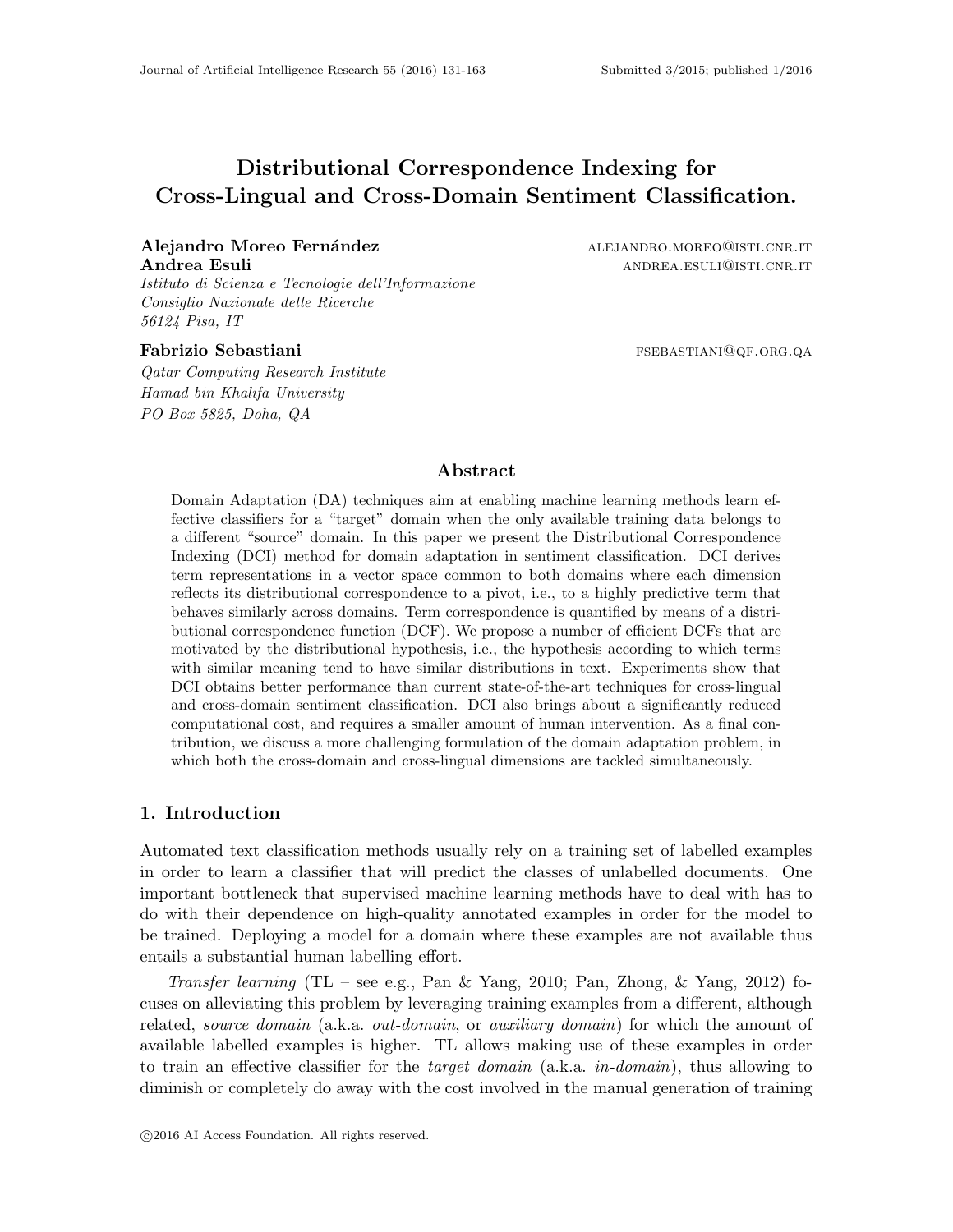# Distributional Correspondence Indexing for Cross-Lingual and Cross-Domain Sentiment Classification.

**Alejandro Moreo Fernández** ALEJANDRO.MOREO@ISTI.CNR.IT
**Andrea Esuli** ANDREA.ESULI@ISTI.CNR.IT
*Istituto di Scienza e Tecnologie dell'Informazione*
*Consiglio Nazionale delle Ricerche*
*56124 Pisa, IT*

**Fabrizio Sebastiani** FSEBASTIANI@QF.ORG.QA
*Qatar Computing Research Institute*
*Hamad bin Khalifa University*
*PO Box 5825, Doha, QA*

## Abstract

Domain Adaptation (DA) techniques aim at enabling machine learning methods learn effective classifiers for a "target" domain when the only available training data belongs to a different "source" domain. In this paper we present the Distributional Correspondence Indexing (DCI) method for domain adaptation in sentiment classification. DCI derives term representations in a vector space common to both domains where each dimension reflects its distributional correspondence to a pivot, i.e., to a highly predictive term that behaves similarly across domains. Term correspondence is quantified by means of a distributional correspondence function (DCF). We propose a number of efficient DCFs that are motivated by the distributional hypothesis, i.e., the hypothesis according to which terms with similar meaning tend to have similar distributions in text. Experiments show that DCI obtains better performance than current state-of-the-art techniques for cross-lingual and cross-domain sentiment classification. DCI also brings about a significantly reduced computational cost, and requires a smaller amount of human intervention. As a final contribution, we discuss a more challenging formulation of the domain adaptation problem, in which both the cross-domain and cross-lingual dimensions are tackled simultaneously.

## 1. Introduction

Automated text classification methods usually rely on a training set of labelled examples in order to learn a classifier that will predict the classes of unlabelled documents. One important bottleneck that supervised machine learning methods have to deal with has to do with their dependence on high-quality annotated examples in order for the model to be trained. Deploying a model for a domain where these examples are not available thus entails a substantial human labelling effort.

*Transfer learning* (TL – see e.g., Pan & Yang, 2010; Pan, Zhong, & Yang, 2012) focuses on alleviating this problem by leveraging training examples from a different, although related, *source domain* (a.k.a. *out-domain*, or *auxiliary domain*) for which the amount of available labelled examples is higher. TL allows making use of these examples in order to train an effective classifier for the *target domain* (a.k.a. *in-domain*), thus allowing to diminish or completely do away with the cost involved in the manual generation of training

©2016 AI Access Foundation. All rights reserved.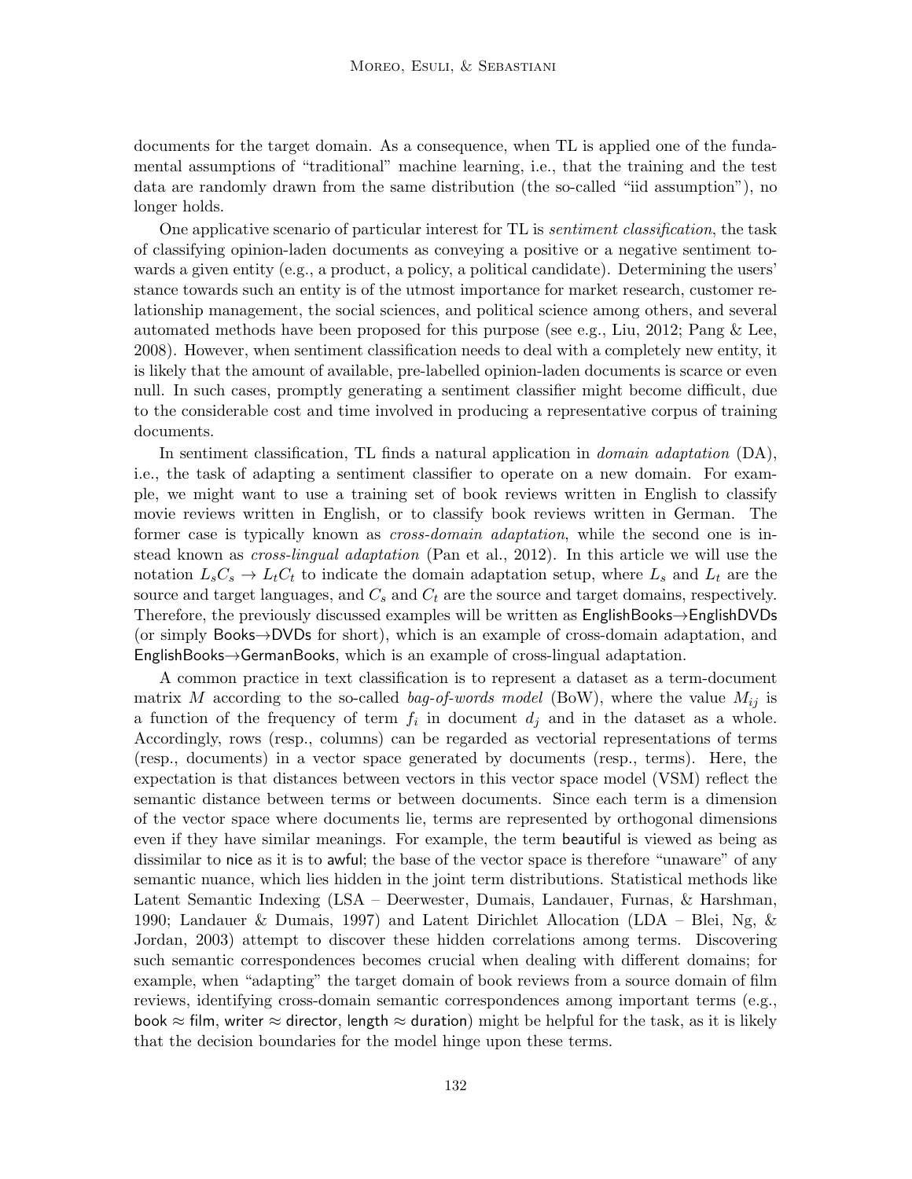documents for the target domain. As a consequence, when TL is applied one of the fundamental assumptions of "traditional" machine learning, i.e., that the training and the test data are randomly drawn from the same distribution (the so-called "iid assumption"), no longer holds.

One applicative scenario of particular interest for TL is *sentiment classification*, the task of classifying opinion-laden documents as conveying a positive or a negative sentiment towards a given entity (e.g., a product, a policy, a political candidate). Determining the users' stance towards such an entity is of the utmost importance for market research, customer relationship management, the social sciences, and political science among others, and several automated methods have been proposed for this purpose (see e.g., Liu, 2012; Pang & Lee, 2008). However, when sentiment classification needs to deal with a completely new entity, it is likely that the amount of available, pre-labelled opinion-laden documents is scarce or even null. In such cases, promptly generating a sentiment classifier might become difficult, due to the considerable cost and time involved in producing a representative corpus of training documents.

In sentiment classification, TL finds a natural application in *domain adaptation* (DA), i.e., the task of adapting a sentiment classifier to operate on a new domain. For example, we might want to use a training set of book reviews written in English to classify movie reviews written in English, or to classify book reviews written in German. The former case is typically known as *cross-domain adaptation*, while the second one is instead known as *cross-lingual adaptation* (Pan et al., 2012). In this article we will use the notation $L_sC_s \rightarrow L_tC_t$ to indicate the domain adaptation setup, where $L_s$ and $L_t$ are the source and target languages, and $C_s$ and $C_t$ are the source and target domains, respectively. Therefore, the previously discussed examples will be written as EnglishBooks→EnglishDVDs (or simply Books→DVDs for short), which is an example of cross-domain adaptation, and EnglishBooks→GermanBooks, which is an example of cross-lingual adaptation.

A common practice in text classification is to represent a dataset as a term-document matrix $M$ according to the so-called *bag-of-words model* (BoW), where the value $M_{ij}$ is a function of the frequency of term $f_i$ in document $d_j$ and in the dataset as a whole. Accordingly, rows (resp., columns) can be regarded as vectorial representations of terms (resp., documents) in a vector space generated by documents (resp., terms). Here, the expectation is that distances between vectors in this vector space model (VSM) reflect the semantic distance between terms or between documents. Since each term is a dimension of the vector space where documents lie, terms are represented by orthogonal dimensions even if they have similar meanings. For example, the term beautiful is viewed as being as dissimilar to nice as it is to awful; the base of the vector space is therefore "unaware" of any semantic nuance, which lies hidden in the joint term distributions. Statistical methods like Latent Semantic Indexing (LSA – Deerwester, Dumais, Landauer, Furnas, & Harshman, 1990; Landauer & Dumais, 1997) and Latent Dirichlet Allocation (LDA – Blei, Ng, & Jordan, 2003) attempt to discover these hidden correlations among terms. Discovering such semantic correspondences becomes crucial when dealing with different domains; for example, when "adapting" the target domain of book reviews from a source domain of film reviews, identifying cross-domain semantic correspondences among important terms (e.g., book $\approx$ film, writer $\approx$ director, length $\approx$ duration) might be helpful for the task, as it is likely that the decision boundaries for the model hinge upon these terms.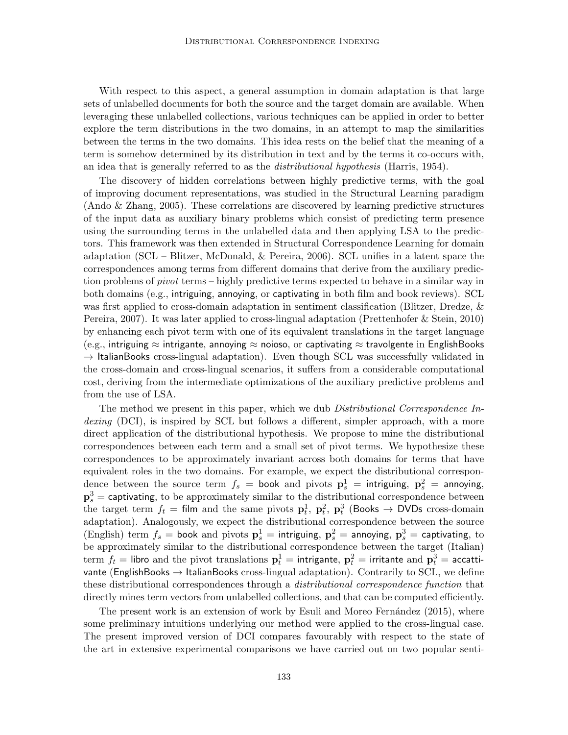With respect to this aspect, a general assumption in domain adaptation is that large sets of unlabelled documents for both the source and the target domain are available. When leveraging these unlabelled collections, various techniques can be applied in order to better explore the term distributions in the two domains, in an attempt to map the similarities between the terms in the two domains. This idea rests on the belief that the meaning of a term is somehow determined by its distribution in text and by the terms it co-occurs with, an idea that is generally referred to as the *distributional hypothesis* (Harris, 1954).

The discovery of hidden correlations between highly predictive terms, with the goal of improving document representations, was studied in the Structural Learning paradigm (Ando & Zhang, 2005). These correlations are discovered by learning predictive structures of the input data as auxiliary binary problems which consist of predicting term presence using the surrounding terms in the unlabelled data and then applying LSA to the predictors. This framework was then extended in Structural Correspondence Learning for domain adaptation (SCL – Blitzer, McDonald, & Pereira, 2006). SCL unifies in a latent space the correspondences among terms from different domains that derive from the auxiliary prediction problems of *pivot* terms – highly predictive terms expected to behave in a similar way in both domains (e.g., intriguing, annoying, or captivating in both film and book reviews). SCL was first applied to cross-domain adaptation in sentiment classification (Blitzer, Dredze, & Pereira, 2007). It was later applied to cross-lingual adaptation (Prettenhofer & Stein, 2010) by enhancing each pivot term with one of its equivalent translations in the target language (e.g., intriguing $\approx$ intrigante, annoying $\approx$ noioso, or captivating $\approx$ travolgente in EnglishBooks $\rightarrow$ ItalianBooks cross-lingual adaptation). Even though SCL was successfully validated in the cross-domain and cross-lingual scenarios, it suffers from a considerable computational cost, deriving from the intermediate optimizations of the auxiliary predictive problems and from the use of LSA.

The method we present in this paper, which we dub *Distributional Correspondence Indexing* (DCI), is inspired by SCL but follows a different, simpler approach, with a more direct application of the distributional hypothesis. We propose to mine the distributional correspondences between each term and a small set of pivot terms. We hypothesize these correspondences to be approximately invariant across both domains for terms that have equivalent roles in the two domains. For example, we expect the distributional correspondence between the source term $f_s$ = book and pivots $\mathbf{p}_s^1$ = intriguing, $\mathbf{p}_s^2$ = annoying, $\mathbf{p}_s^3$ = captivating, to be approximately similar to the distributional correspondence between the target term $f_t$ = film and the same pivots $\mathbf{p}_t^1$, $\mathbf{p}_t^2$, $\mathbf{p}_t^3$ (Books $\rightarrow$ DVDs cross-domain adaptation). Analogously, we expect the distributional correspondence between the source (English) term $f_s$ = book and pivots $\mathbf{p}_s^1$ = intriguing, $\mathbf{p}_s^2$ = annoying, $\mathbf{p}_s^3$ = captivating, to be approximately similar to the distributional correspondence between the target (Italian) term $f_t$ = libro and the pivot translations $\mathbf{p}_t^1$ = intrigante, $\mathbf{p}_t^2$ = irritante and $\mathbf{p}_t^3$ = accattivante (EnglishBooks $\rightarrow$ ItalianBooks cross-lingual adaptation). Contrarily to SCL, we define these distributional correspondences through a *distributional correspondence function* that directly mines term vectors from unlabelled collections, and that can be computed efficiently.

The present work is an extension of work by Esuli and Moreo Fernández (2015), where some preliminary intuitions underlying our method were applied to the cross-lingual case. The present improved version of DCI compares favourably with respect to the state of the art in extensive experimental comparisons we have carried out on two popular senti-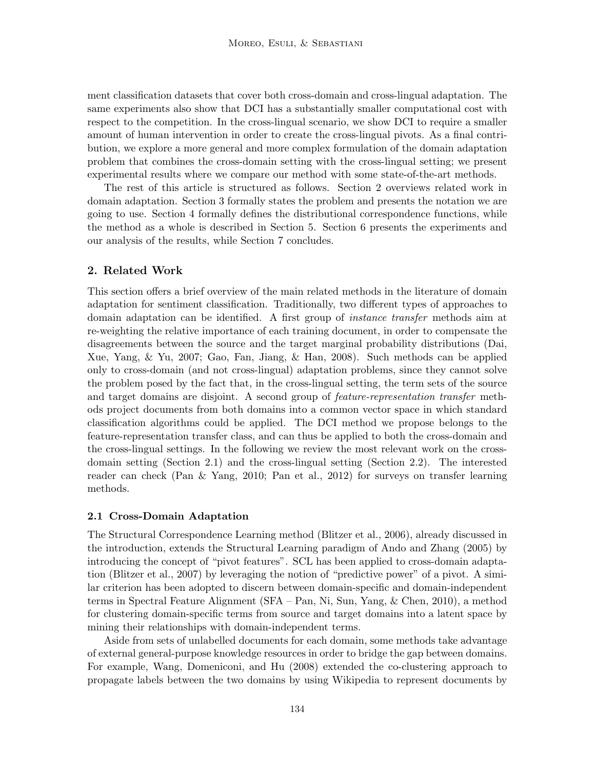ment classification datasets that cover both cross-domain and cross-lingual adaptation. The same experiments also show that DCI has a substantially smaller computational cost with respect to the competition. In the cross-lingual scenario, we show DCI to require a smaller amount of human intervention in order to create the cross-lingual pivots. As a final contribution, we explore a more general and more complex formulation of the domain adaptation problem that combines the cross-domain setting with the cross-lingual setting; we present experimental results where we compare our method with some state-of-the-art methods.

The rest of this article is structured as follows. Section 2 overviews related work in domain adaptation. Section 3 formally states the problem and presents the notation we are going to use. Section 4 formally defines the distributional correspondence functions, while the method as a whole is described in Section 5. Section 6 presents the experiments and our analysis of the results, while Section 7 concludes.

## 2. Related Work

This section offers a brief overview of the main related methods in the literature of domain adaptation for sentiment classification. Traditionally, two different types of approaches to domain adaptation can be identified. A first group of *instance transfer* methods aim at re-weighting the relative importance of each training document, in order to compensate the disagreements between the source and the target marginal probability distributions (Dai, Xue, Yang, & Yu, 2007; Gao, Fan, Jiang, & Han, 2008). Such methods can be applied only to cross-domain (and not cross-lingual) adaptation problems, since they cannot solve the problem posed by the fact that, in the cross-lingual setting, the term sets of the source and target domains are disjoint. A second group of *feature-representation transfer* methods project documents from both domains into a common vector space in which standard classification algorithms could be applied. The DCI method we propose belongs to the feature-representation transfer class, and can thus be applied to both the cross-domain and the cross-lingual settings. In the following we review the most relevant work on the cross-domain setting (Section 2.1) and the cross-lingual setting (Section 2.2). The interested reader can check (Pan & Yang, 2010; Pan et al., 2012) for surveys on transfer learning methods.

### 2.1 Cross-Domain Adaptation

The Structural Correspondence Learning method (Blitzer et al., 2006), already discussed in the introduction, extends the Structural Learning paradigm of Ando and Zhang (2005) by introducing the concept of "pivot features". SCL has been applied to cross-domain adaptation (Blitzer et al., 2007) by leveraging the notion of "predictive power" of a pivot. A similar criterion has been adopted to discern between domain-specific and domain-independent terms in Spectral Feature Alignment (SFA – Pan, Ni, Sun, Yang, & Chen, 2010), a method for clustering domain-specific terms from source and target domains into a latent space by mining their relationships with domain-independent terms.

Aside from sets of unlabelled documents for each domain, some methods take advantage of external general-purpose knowledge resources in order to bridge the gap between domains. For example, Wang, Domeniconi, and Hu (2008) extended the co-clustering approach to propagate labels between the two domains by using Wikipedia to represent documents by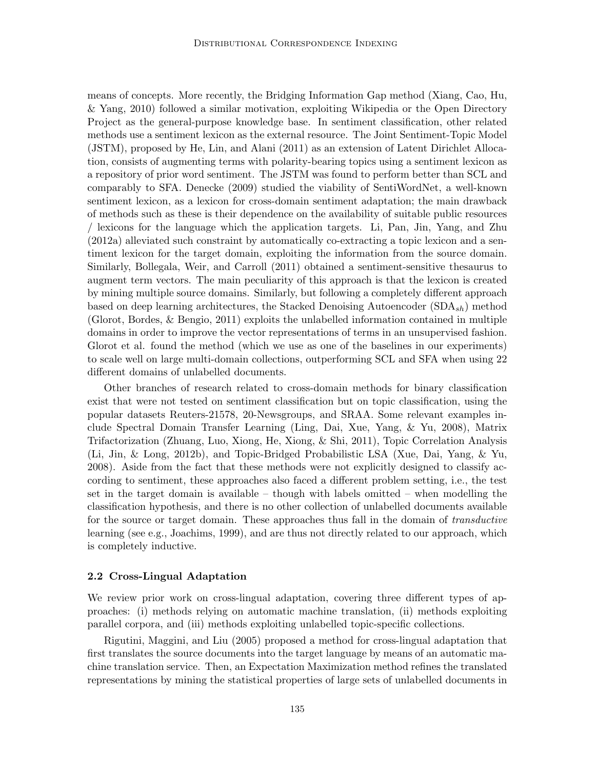means of concepts. More recently, the Bridging Information Gap method (Xiang, Cao, Hu, & Yang, 2010) followed a similar motivation, exploiting Wikipedia or the Open Directory Project as the general-purpose knowledge base. In sentiment classification, other related methods use a sentiment lexicon as the external resource. The Joint Sentiment-Topic Model (JSTM), proposed by He, Lin, and Alani (2011) as an extension of Latent Dirichlet Allocation, consists of augmenting terms with polarity-bearing topics using a sentiment lexicon as a repository of prior word sentiment. The JSTM was found to perform better than SCL and comparably to SFA. Denecke (2009) studied the viability of SentiWordNet, a well-known sentiment lexicon, as a lexicon for cross-domain sentiment adaptation; the main drawback of methods such as these is their dependence on the availability of suitable public resources / lexicons for the language which the application targets. Li, Pan, Jin, Yang, and Zhu (2012a) alleviated such constraint by automatically co-extracting a topic lexicon and a sentiment lexicon for the target domain, exploiting the information from the source domain. Similarly, Bollegala, Weir, and Carroll (2011) obtained a sentiment-sensitive thesaurus to augment term vectors. The main peculiarity of this approach is that the lexicon is created by mining multiple source domains. Similarly, but following a completely different approach based on deep learning architectures, the Stacked Denoising Autoencoder ($\text{SDA}_{sh}$) method (Glorot, Bordes, & Bengio, 2011) exploits the unlabelled information contained in multiple domains in order to improve the vector representations of terms in an unsupervised fashion. Glorot et al. found the method (which we use as one of the baselines in our experiments) to scale well on large multi-domain collections, outperforming SCL and SFA when using 22 different domains of unlabelled documents.

Other branches of research related to cross-domain methods for binary classification exist that were not tested on sentiment classification but on topic classification, using the popular datasets Reuters-21578, 20-Newsgroups, and SRAA. Some relevant examples include Spectral Domain Transfer Learning (Ling, Dai, Xue, Yang, & Yu, 2008), Matrix Trifactorization (Zhuang, Luo, Xiong, He, Xiong, & Shi, 2011), Topic Correlation Analysis (Li, Jin, & Long, 2012b), and Topic-Bridged Probabilistic LSA (Xue, Dai, Yang, & Yu, 2008). Aside from the fact that these methods were not explicitly designed to classify according to sentiment, these approaches also faced a different problem setting, i.e., the test set in the target domain is available – though with labels omitted – when modelling the classification hypothesis, and there is no other collection of unlabelled documents available for the source or target domain. These approaches thus fall in the domain of *transductive* learning (see e.g., Joachims, 1999), and are thus not directly related to our approach, which is completely inductive.

### 2.2 Cross-Lingual Adaptation

We review prior work on cross-lingual adaptation, covering three different types of approaches: (i) methods relying on automatic machine translation, (ii) methods exploiting parallel corpora, and (iii) methods exploiting unlabelled topic-specific collections.

Rigutini, Maggini, and Liu (2005) proposed a method for cross-lingual adaptation that first translates the source documents into the target language by means of an automatic machine translation service. Then, an Expectation Maximization method refines the translated representations by mining the statistical properties of large sets of unlabelled documents in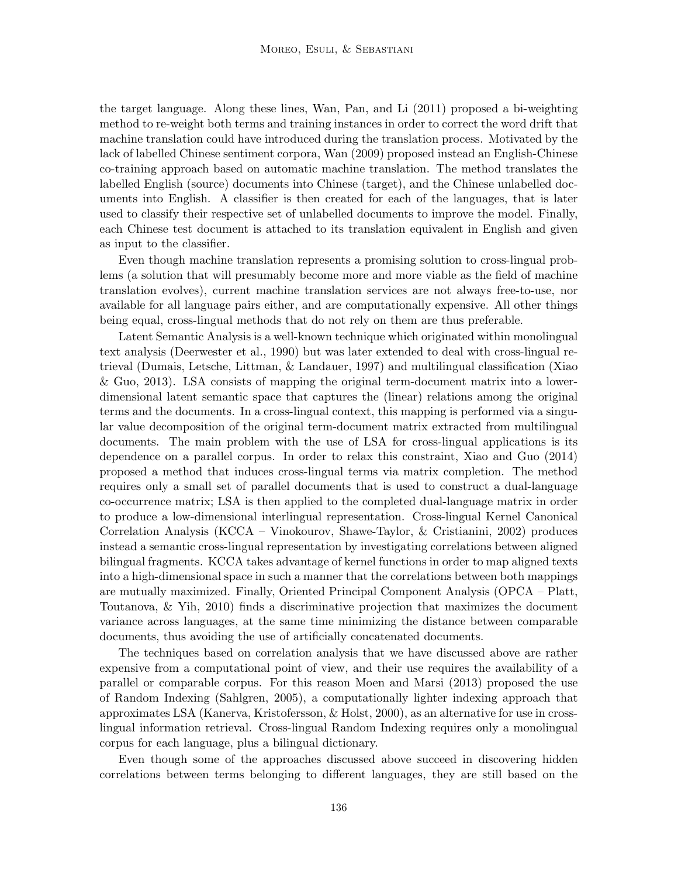the target language. Along these lines, Wan, Pan, and Li (2011) proposed a bi-weighting method to re-weight both terms and training instances in order to correct the word drift that machine translation could have introduced during the translation process. Motivated by the lack of labelled Chinese sentiment corpora, Wan (2009) proposed instead an English-Chinese co-training approach based on automatic machine translation. The method translates the labelled English (source) documents into Chinese (target), and the Chinese unlabelled documents into English. A classifier is then created for each of the languages, that is later used to classify their respective set of unlabelled documents to improve the model. Finally, each Chinese test document is attached to its translation equivalent in English and given as input to the classifier.

Even though machine translation represents a promising solution to cross-lingual problems (a solution that will presumably become more and more viable as the field of machine translation evolves), current machine translation services are not always free-to-use, nor available for all language pairs either, and are computationally expensive. All other things being equal, cross-lingual methods that do not rely on them are thus preferable.

Latent Semantic Analysis is a well-known technique which originated within monolingual text analysis (Deerwester et al., 1990) but was later extended to deal with cross-lingual retrieval (Dumais, Letsche, Littman, & Landauer, 1997) and multilingual classification (Xiao & Guo, 2013). LSA consists of mapping the original term-document matrix into a lower-dimensional latent semantic space that captures the (linear) relations among the original terms and the documents. In a cross-lingual context, this mapping is performed via a singular value decomposition of the original term-document matrix extracted from multilingual documents. The main problem with the use of LSA for cross-lingual applications is its dependence on a parallel corpus. In order to relax this constraint, Xiao and Guo (2014) proposed a method that induces cross-lingual terms via matrix completion. The method requires only a small set of parallel documents that is used to construct a dual-language co-occurrence matrix; LSA is then applied to the completed dual-language matrix in order to produce a low-dimensional interlingual representation. Cross-lingual Kernel Canonical Correlation Analysis (KCCA – Vinokourov, Shawe-Taylor, & Cristianini, 2002) produces instead a semantic cross-lingual representation by investigating correlations between aligned bilingual fragments. KCCA takes advantage of kernel functions in order to map aligned texts into a high-dimensional space in such a manner that the correlations between both mappings are mutually maximized. Finally, Oriented Principal Component Analysis (OPCA – Platt, Toutanova, & Yih, 2010) finds a discriminative projection that maximizes the document variance across languages, at the same time minimizing the distance between comparable documents, thus avoiding the use of artificially concatenated documents.

The techniques based on correlation analysis that we have discussed above are rather expensive from a computational point of view, and their use requires the availability of a parallel or comparable corpus. For this reason Moen and Marsi (2013) proposed the use of Random Indexing (Sahlgren, 2005), a computationally lighter indexing approach that approximates LSA (Kanerva, Kristofersson, & Holst, 2000), as an alternative for use in cross-lingual information retrieval. Cross-lingual Random Indexing requires only a monolingual corpus for each language, plus a bilingual dictionary.

Even though some of the approaches discussed above succeed in discovering hidden correlations between terms belonging to different languages, they are still based on the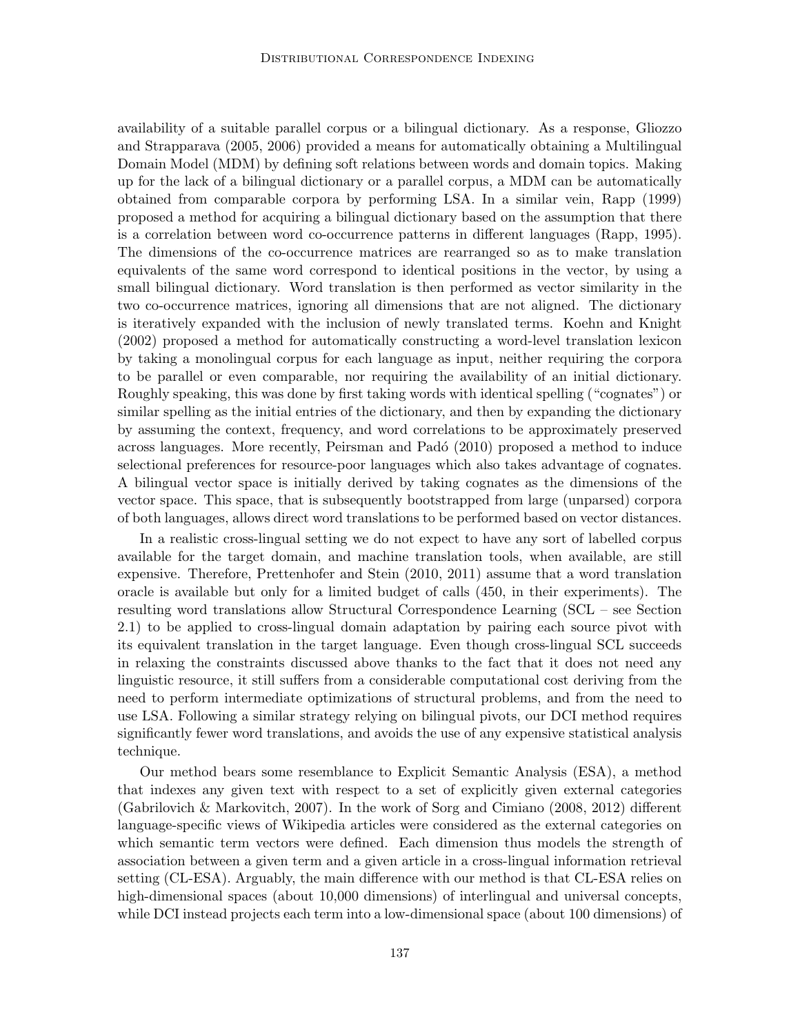availability of a suitable parallel corpus or a bilingual dictionary. As a response, Gliozzo and Strapparava (2005, 2006) provided a means for automatically obtaining a Multilingual Domain Model (MDM) by defining soft relations between words and domain topics. Making up for the lack of a bilingual dictionary or a parallel corpus, a MDM can be automatically obtained from comparable corpora by performing LSA. In a similar vein, Rapp (1999) proposed a method for acquiring a bilingual dictionary based on the assumption that there is a correlation between word co-occurrence patterns in different languages (Rapp, 1995). The dimensions of the co-occurrence matrices are rearranged so as to make translation equivalents of the same word correspond to identical positions in the vector, by using a small bilingual dictionary. Word translation is then performed as vector similarity in the two co-occurrence matrices, ignoring all dimensions that are not aligned. The dictionary is iteratively expanded with the inclusion of newly translated terms. Koehn and Knight (2002) proposed a method for automatically constructing a word-level translation lexicon by taking a monolingual corpus for each language as input, neither requiring the corpora to be parallel or even comparable, nor requiring the availability of an initial dictionary. Roughly speaking, this was done by first taking words with identical spelling ("cognates") or similar spelling as the initial entries of the dictionary, and then by expanding the dictionary by assuming the context, frequency, and word correlations to be approximately preserved across languages. More recently, Peirsman and Padó (2010) proposed a method to induce selectional preferences for resource-poor languages which also takes advantage of cognates. A bilingual vector space is initially derived by taking cognates as the dimensions of the vector space. This space, that is subsequently bootstrapped from large (unparsed) corpora of both languages, allows direct word translations to be performed based on vector distances.

In a realistic cross-lingual setting we do not expect to have any sort of labelled corpus available for the target domain, and machine translation tools, when available, are still expensive. Therefore, Prettenhofer and Stein (2010, 2011) assume that a word translation oracle is available but only for a limited budget of calls (450, in their experiments). The resulting word translations allow Structural Correspondence Learning (SCL – see Section 2.1) to be applied to cross-lingual domain adaptation by pairing each source pivot with its equivalent translation in the target language. Even though cross-lingual SCL succeeds in relaxing the constraints discussed above thanks to the fact that it does not need any linguistic resource, it still suffers from a considerable computational cost deriving from the need to perform intermediate optimizations of structural problems, and from the need to use LSA. Following a similar strategy relying on bilingual pivots, our DCI method requires significantly fewer word translations, and avoids the use of any expensive statistical analysis technique.

Our method bears some resemblance to Explicit Semantic Analysis (ESA), a method that indexes any given text with respect to a set of explicitly given external categories (Gabrilovich & Markovitch, 2007). In the work of Sorg and Cimiano (2008, 2012) different language-specific views of Wikipedia articles were considered as the external categories on which semantic term vectors were defined. Each dimension thus models the strength of association between a given term and a given article in a cross-lingual information retrieval setting (CL-ESA). Arguably, the main difference with our method is that CL-ESA relies on high-dimensional spaces (about 10,000 dimensions) of interlingual and universal concepts, while DCI instead projects each term into a low-dimensional space (about 100 dimensions) of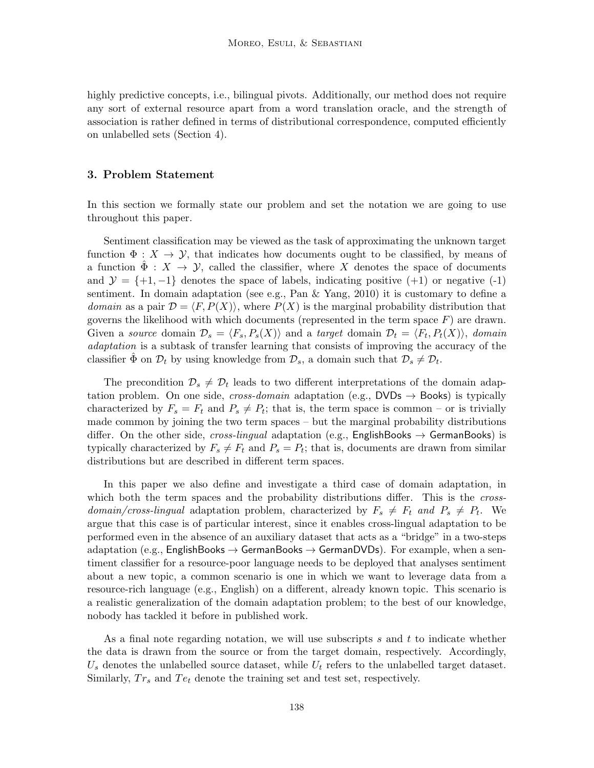highly predictive concepts, i.e., bilingual pivots. Additionally, our method does not require any sort of external resource apart from a word translation oracle, and the strength of association is rather defined in terms of distributional correspondence, computed efficiently on unlabelled sets (Section 4).

## 3. Problem Statement

In this section we formally state our problem and set the notation we are going to use throughout this paper.

Sentiment classification may be viewed as the task of approximating the unknown target function $\Phi : X \rightarrow \mathcal{Y}$, that indicates how documents ought to be classified, by means of a function $\hat{\Phi} : X \rightarrow \mathcal{Y}$, called the classifier, where $X$ denotes the space of documents and $\mathcal{Y} = \{+1, -1\}$ denotes the space of labels, indicating positive (+1) or negative (-1) sentiment. In domain adaptation (see e.g., Pan & Yang, 2010) it is customary to define a *domain* as a pair $\mathcal{D} = \langle F, P(X) \rangle$, where $P(X)$ is the marginal probability distribution that governs the likelihood with which documents (represented in the term space $F$) are drawn. Given a *source* domain $\mathcal{D}_s = \langle F_s, P_s(X) \rangle$ and a *target* domain $\mathcal{D}_t = \langle F_t, P_t(X) \rangle$, *domain adaptation* is a subtask of transfer learning that consists of improving the accuracy of the classifier $\hat{\Phi}$ on $\mathcal{D}_t$ by using knowledge from $\mathcal{D}_s$, a domain such that $\mathcal{D}_s \neq \mathcal{D}_t$.

The precondition $\mathcal{D}_s \neq \mathcal{D}_t$ leads to two different interpretations of the domain adaptation problem. On one side, *cross-domain* adaptation (e.g., DVDs → Books) is typically characterized by $F_s = F_t$ and $P_s \neq P_t$; that is, the term space is common – or is trivially made common by joining the two term spaces – but the marginal probability distributions differ. On the other side, *cross-lingual* adaptation (e.g., EnglishBooks → GermanBooks) is typically characterized by $F_s \neq F_t$ and $P_s = P_t$; that is, documents are drawn from similar distributions but are described in different term spaces.

In this paper we also define and investigate a third case of domain adaptation, in which both the term spaces and the probability distributions differ. This is the *cross-domain/cross-lingual* adaptation problem, characterized by $F_s \neq F_t$ *and* $P_s \neq P_t$. We argue that this case is of particular interest, since it enables cross-lingual adaptation to be performed even in the absence of an auxiliary dataset that acts as a "bridge" in a two-steps adaptation (e.g., EnglishBooks → GermanBooks → GermanDVDs). For example, when a sentiment classifier for a resource-poor language needs to be deployed that analyses sentiment about a new topic, a common scenario is one in which we want to leverage data from a resource-rich language (e.g., English) on a different, already known topic. This scenario is a realistic generalization of the domain adaptation problem; to the best of our knowledge, nobody has tackled it before in published work.

As a final note regarding notation, we will use subscripts $s$ and $t$ to indicate whether the data is drawn from the source or from the target domain, respectively. Accordingly, $U_s$ denotes the unlabelled source dataset, while $U_t$ refers to the unlabelled target dataset. Similarly, $Tr_s$ and $Te_t$ denote the training set and test set, respectively.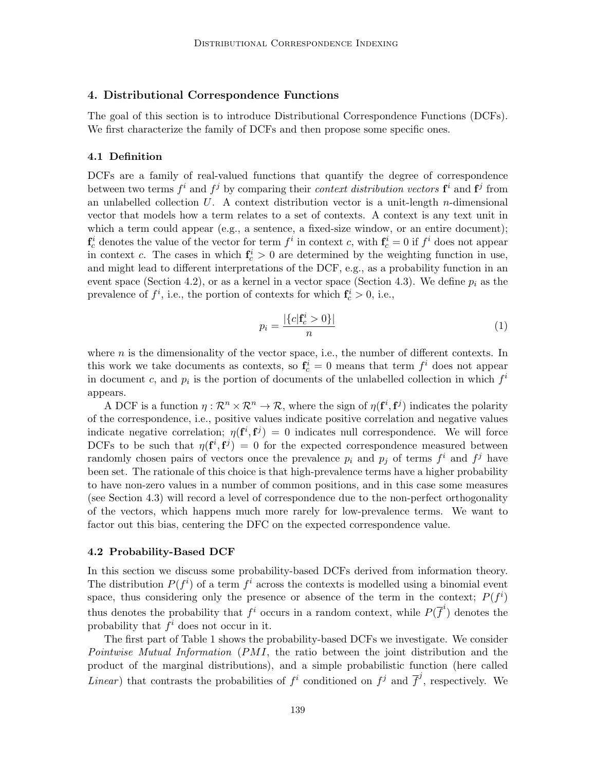## 4. Distributional Correspondence Functions

The goal of this section is to introduce Distributional Correspondence Functions (DCFs). We first characterize the family of DCFs and then propose some specific ones.

### 4.1 Definition

DCFs are a family of real-valued functions that quantify the degree of correspondence between two terms $f^i$ and $f^j$ by comparing their *context distribution vectors* $\mathbf{f}^i$ and $\mathbf{f}^j$ from an unlabelled collection $U$. A context distribution vector is a unit-length $n$-dimensional vector that models how a term relates to a set of contexts. A context is any text unit in which a term could appear (e.g., a sentence, a fixed-size window, or an entire document); $\mathbf{f}^i_c$ denotes the value of the vector for term $f^i$ in context $c$, with $\mathbf{f}^i_c = 0$ if $f^i$ does not appear in context $c$. The cases in which $\mathbf{f}^i_c > 0$ are determined by the weighting function in use, and might lead to different interpretations of the DCF, e.g., as a probability function in an event space (Section 4.2), or as a kernel in a vector space (Section 4.3). We define $p_i$ as the prevalence of $f^i$, i.e., the portion of contexts for which $\mathbf{f}^i_c > 0$, i.e.,

$$p_i = \frac{|\{c|\mathbf{f}^i_c > 0\}|}{n} \tag{1}$$

where $n$ is the dimensionality of the vector space, i.e., the number of different contexts. In this work we take documents as contexts, so $\mathbf{f}^i_c = 0$ means that term $f^i$ does not appear in document $c$, and $p_i$ is the portion of documents of the unlabelled collection in which $f^i$ appears.

A DCF is a function $\eta : \mathcal{R}^n \times \mathcal{R}^n \rightarrow \mathcal{R}$, where the sign of $\eta(\mathbf{f}^i, \mathbf{f}^j)$ indicates the polarity of the correspondence, i.e., positive values indicate positive correlation and negative values indicate negative correlation; $\eta(\mathbf{f}^i, \mathbf{f}^j) = 0$ indicates null correspondence. We will force DCFs to be such that $\eta(\mathbf{f}^i, \mathbf{f}^j) = 0$ for the expected correspondence measured between randomly chosen pairs of vectors once the prevalence $p_i$ and $p_j$ of terms $f^i$ and $f^j$ have been set. The rationale of this choice is that high-prevalence terms have a higher probability to have non-zero values in a number of common positions, and in this case some measures (see Section 4.3) will record a level of correspondence due to the non-perfect orthogonality of the vectors, which happens much more rarely for low-prevalence terms. We want to factor out this bias, centering the DFC on the expected correspondence value.

### 4.2 Probability-Based DCF

In this section we discuss some probability-based DCFs derived from information theory. The distribution $P(f^i)$ of a term $f^i$ across the contexts is modelled using a binomial event space, thus considering only the presence or absence of the term in the context; $P(f^i)$ thus denotes the probability that $f^i$ occurs in a random context, while $P(\overline{f}^i)$ denotes the probability that $f^i$ does not occur in it.

The first part of Table 1 shows the probability-based DCFs we investigate. We consider *Pointwise Mutual Information* (*PMI*, the ratio between the joint distribution and the product of the marginal distributions), and a simple probabilistic function (here called *Linear*) that contrasts the probabilities of $f^i$ conditioned on $f^j$ and $\overline{f}^j$, respectively. We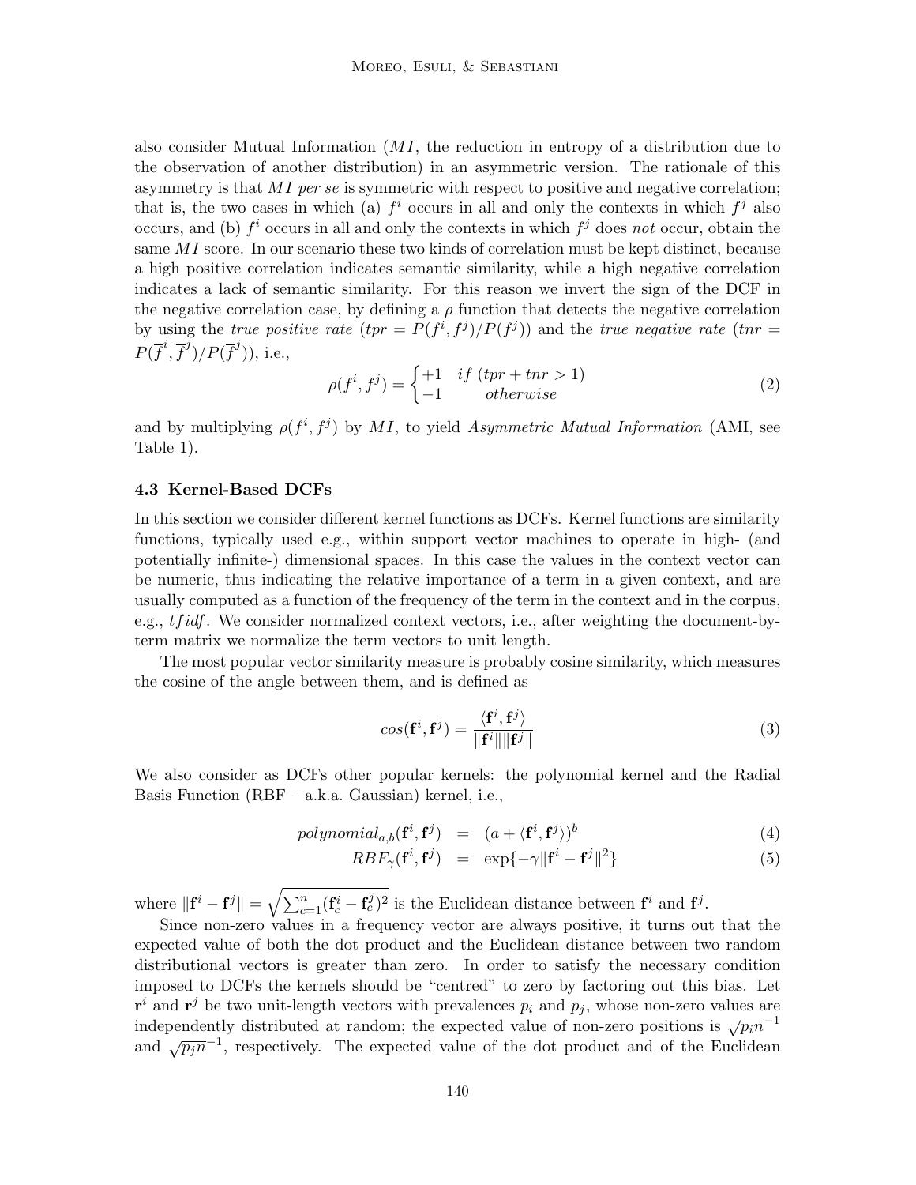also consider Mutual Information ($MI$, the reduction in entropy of a distribution due to the observation of another distribution) in an asymmetric version. The rationale of this asymmetry is that $MI$ *per se* is symmetric with respect to positive and negative correlation; that is, the two cases in which (a) $f^i$ occurs in all and only the contexts in which $f^j$ also occurs, and (b) $f^i$ occurs in all and only the contexts in which $f^j$ does *not* occur, obtain the same $MI$ score. In our scenario these two kinds of correlation must be kept distinct, because a high positive correlation indicates semantic similarity, while a high negative correlation indicates a lack of semantic similarity. For this reason we invert the sign of the DCF in the negative correlation case, by defining a $\rho$ function that detects the negative correlation by using the *true positive rate* ($tpr = P(f^i, f^j)/P(f^j)$) and the *true negative rate* ($tnr = P(\overline{f}^i, \overline{f}^j)/P(\overline{f}^j)$), i.e.,

$$\rho(f^i, f^j) = \begin{cases} +1 & if \ (tpr + tnr > 1) \\ -1 & otherwise \end{cases} \tag{2}$$

and by multiplying $\rho(f^i, f^j)$ by $MI$, to yield *Asymmetric Mutual Information* (AMI, see Table 1).

### 4.3 Kernel-Based DCFs

In this section we consider different kernel functions as DCFs. Kernel functions are similarity functions, typically used e.g., within support vector machines to operate in high- (and potentially infinite-) dimensional spaces. In this case the values in the context vector can be numeric, thus indicating the relative importance of a term in a given context, and are usually computed as a function of the frequency of the term in the context and in the corpus, e.g., $tfidf$. We consider normalized context vectors, i.e., after weighting the document-by-term matrix we normalize the term vectors to unit length.

The most popular vector similarity measure is probably cosine similarity, which measures the cosine of the angle between them, and is defined as

$$cos(\mathbf{f}^i, \mathbf{f}^j) = \frac{\langle \mathbf{f}^i, \mathbf{f}^j \rangle}{\|\mathbf{f}^i\| \|\mathbf{f}^j\|} \tag{3}$$

We also consider as DCFs other popular kernels: the polynomial kernel and the Radial Basis Function (RBF – a.k.a. Gaussian) kernel, i.e.,

$$polynomial_{a,b}(\mathbf{f}^i, \mathbf{f}^j) = (a + \langle \mathbf{f}^i, \mathbf{f}^j \rangle)^b \tag{4}$$

$$RBF_\gamma(\mathbf{f}^i, \mathbf{f}^j) = \exp\{-\gamma \|\mathbf{f}^i - \mathbf{f}^j\|^2\} \tag{5}$$

where $\|\mathbf{f}^i - \mathbf{f}^j\| = \sqrt{\sum_{c=1}^{n} (\mathbf{f}^i_c - \mathbf{f}^j_c)^2}$ is the Euclidean distance between $\mathbf{f}^i$ and $\mathbf{f}^j$.

Since non-zero values in a frequency vector are always positive, it turns out that the expected value of both the dot product and the Euclidean distance between two random distributional vectors is greater than zero. In order to satisfy the necessary condition imposed to DCFs the kernels should be "centred" to zero by factoring out this bias. Let $\mathbf{r}^i$ and $\mathbf{r}^j$ be two unit-length vectors with prevalences $p_i$ and $p_j$, whose non-zero values are independently distributed at random; the expected value of non-zero positions is $\sqrt{p_i n}^{-1}$ and $\sqrt{p_j n}^{-1}$, respectively. The expected value of the dot product and of the Euclidean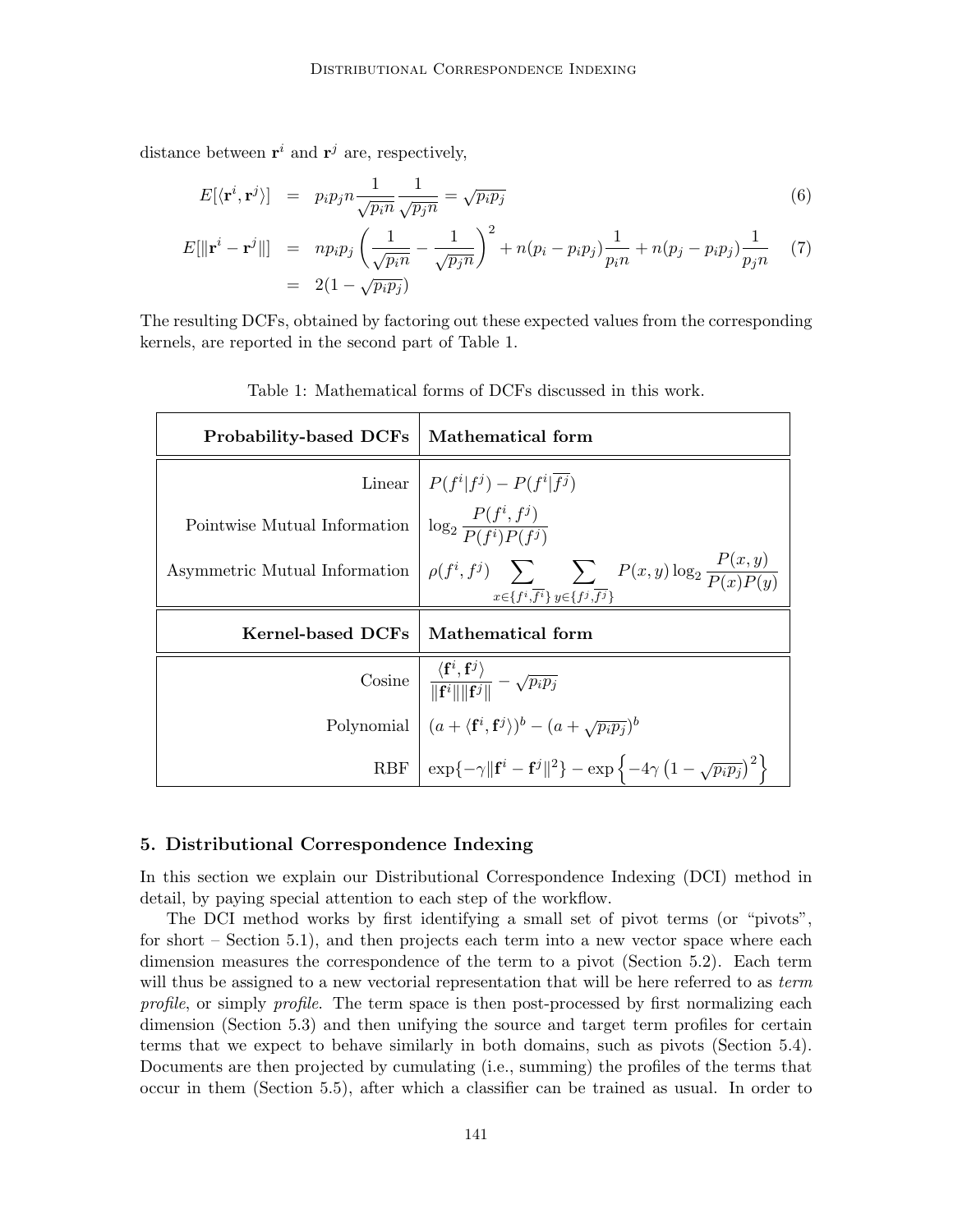distance between $\mathbf{r}^i$ and $\mathbf{r}^j$ are, respectively,

$$
\begin{aligned}
E[\langle \mathbf{r}^i, \mathbf{r}^j \rangle] &= p_i p_j n \frac{1}{\sqrt{p_i n}} \frac{1}{\sqrt{p_j n}} = \sqrt{p_i p_j} & (6) \\
E[\| \mathbf{r}^i - \mathbf{r}^j \|] &= n p_i p_j \left( \frac{1}{\sqrt{p_i n}} - \frac{1}{\sqrt{p_j n}} \right)^2 + n(p_i - p_i p_j) \frac{1}{p_i n} + n(p_j - p_i p_j) \frac{1}{p_j n} & (7) \\
&= 2(1 - \sqrt{p_i p_j})
\end{aligned}
$$

The resulting DCFs, obtained by factoring out these expected values from the corresponding kernels, are reported in the second part of Table 1.

Table 1: Mathematical forms of DCFs discussed in this work.

| **Probability-based DCFs** | **Mathematical form** |
|---:|---|
| Linear | $P(f^i \vert f^j) - P(f^i \vert \overline{f^j})$ |
| Pointwise Mutual Information | $\log_2 \frac{P(f^i, f^j)}{P(f^i)P(f^j)}$ |
| Asymmetric Mutual Information | $\rho(f^i, f^j) \sum_{x \in \{f^i, \overline{f^i}\}} \sum_{y \in \{f^j, \overline{f^j}\}} P(x, y) \log_2 \frac{P(x, y)}{P(x)P(y)}$ |
| **Kernel-based DCFs** | **Mathematical form** |
| Cosine | $\frac{\langle \mathbf{f}^i, \mathbf{f}^j \rangle}{\|\mathbf{f}^i\| \|\mathbf{f}^j\|} - \sqrt{p_i p_j}$ |
| Polynomial | $(a + \langle \mathbf{f}^i, \mathbf{f}^j \rangle)^b - (a + \sqrt{p_i p_j})^b$ |
| RBF | $\exp\{-\gamma \|\mathbf{f}^i - \mathbf{f}^j\|^2\} - \exp\left\{-4\gamma \left(1 - \sqrt{p_i p_j}\right)^2\right\}$ |

## 5. Distributional Correspondence Indexing

In this section we explain our Distributional Correspondence Indexing (DCI) method in detail, by paying special attention to each step of the workflow.

The DCI method works by first identifying a small set of pivot terms (or "pivots", for short – Section 5.1), and then projects each term into a new vector space where each dimension measures the correspondence of the term to a pivot (Section 5.2). Each term will thus be assigned to a new vectorial representation that will be here referred to as *term profile*, or simply *profile*. The term space is then post-processed by first normalizing each dimension (Section 5.3) and then unifying the source and target term profiles for certain terms that we expect to behave similarly in both domains, such as pivots (Section 5.4). Documents are then projected by cumulating (i.e., summing) the profiles of the terms that occur in them (Section 5.5), after which a classifier can be trained as usual. In order to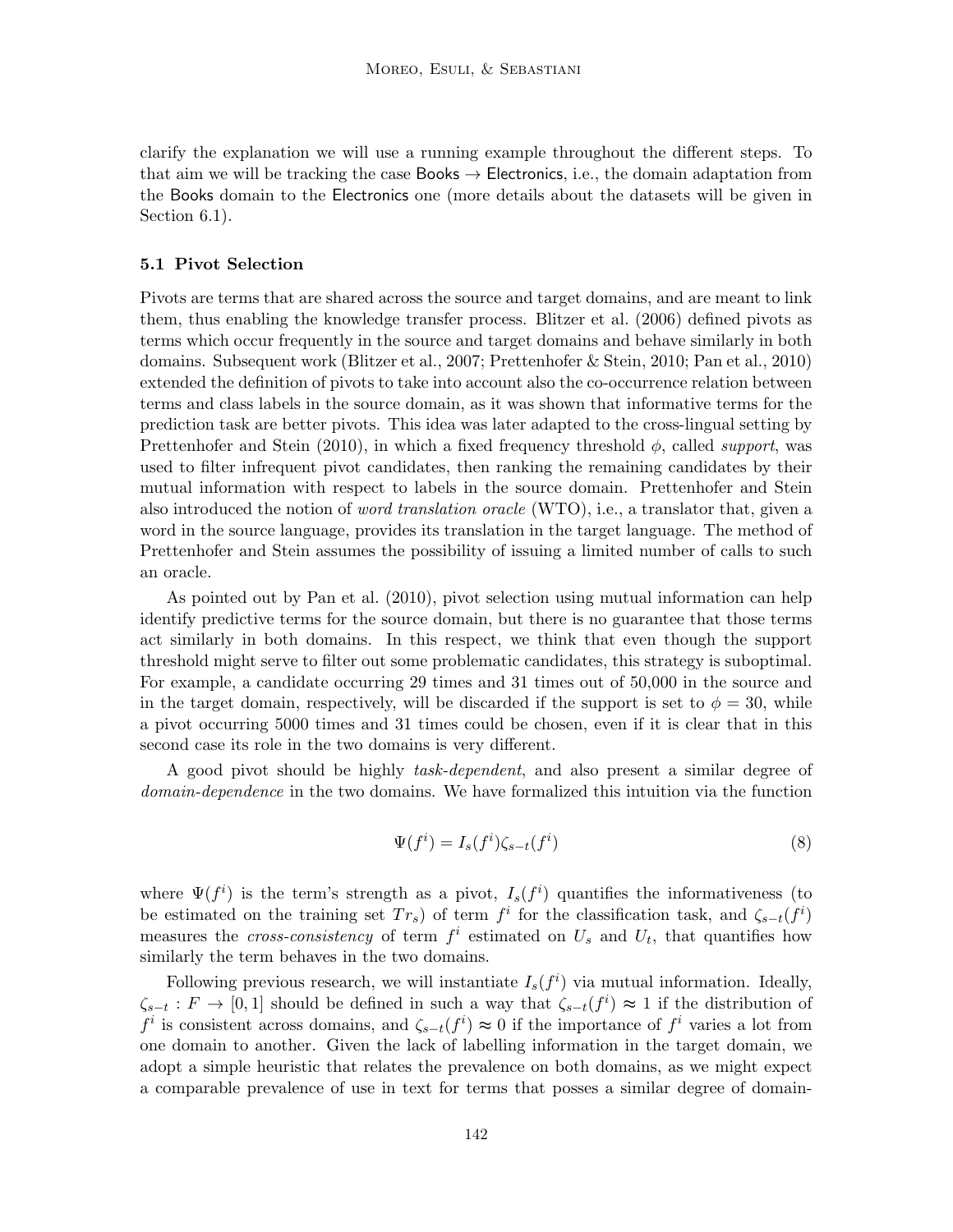clarify the explanation we will use a running example throughout the different steps. To that aim we will be tracking the case Books → Electronics, i.e., the domain adaptation from the Books domain to the Electronics one (more details about the datasets will be given in Section 6.1).

### 5.1 Pivot Selection

Pivots are terms that are shared across the source and target domains, and are meant to link them, thus enabling the knowledge transfer process. Blitzer et al. (2006) defined pivots as terms which occur frequently in the source and target domains and behave similarly in both domains. Subsequent work (Blitzer et al., 2007; Prettenhofer & Stein, 2010; Pan et al., 2010) extended the definition of pivots to take into account also the co-occurrence relation between terms and class labels in the source domain, as it was shown that informative terms for the prediction task are better pivots. This idea was later adapted to the cross-lingual setting by Prettenhofer and Stein (2010), in which a fixed frequency threshold $\phi$, called *support*, was used to filter infrequent pivot candidates, then ranking the remaining candidates by their mutual information with respect to labels in the source domain. Prettenhofer and Stein also introduced the notion of *word translation oracle* (WTO), i.e., a translator that, given a word in the source language, provides its translation in the target language. The method of Prettenhofer and Stein assumes the possibility of issuing a limited number of calls to such an oracle.

As pointed out by Pan et al. (2010), pivot selection using mutual information can help identify predictive terms for the source domain, but there is no guarantee that those terms act similarly in both domains. In this respect, we think that even though the support threshold might serve to filter out some problematic candidates, this strategy is suboptimal. For example, a candidate occurring 29 times and 31 times out of 50,000 in the source and in the target domain, respectively, will be discarded if the support is set to $\phi = 30$, while a pivot occurring 5000 times and 31 times could be chosen, even if it is clear that in this second case its role in the two domains is very different.

A good pivot should be highly *task-dependent*, and also present a similar degree of *domain-dependence* in the two domains. We have formalized this intuition via the function

$$\Psi(f^i) = I_s(f^i)\zeta_{s-t}(f^i) \tag{8}$$

where $\Psi(f^i)$ is the term's strength as a pivot, $I_s(f^i)$ quantifies the informativeness (to be estimated on the training set $Tr_s$) of term $f^i$ for the classification task, and $\zeta_{s-t}(f^i)$ measures the *cross-consistency* of term $f^i$ estimated on $U_s$ and $U_t$, that quantifies how similarly the term behaves in the two domains.

Following previous research, we will instantiate $I_s(f^i)$ via mutual information. Ideally, $\zeta_{s-t} : F \rightarrow [0, 1]$ should be defined in such a way that $\zeta_{s-t}(f^i) \approx 1$ if the distribution of $f^i$ is consistent across domains, and $\zeta_{s-t}(f^i) \approx 0$ if the importance of $f^i$ varies a lot from one domain to another. Given the lack of labelling information in the target domain, we adopt a simple heuristic that relates the prevalence on both domains, as we might expect a comparable prevalence of use in text for terms that posses a similar degree of domain-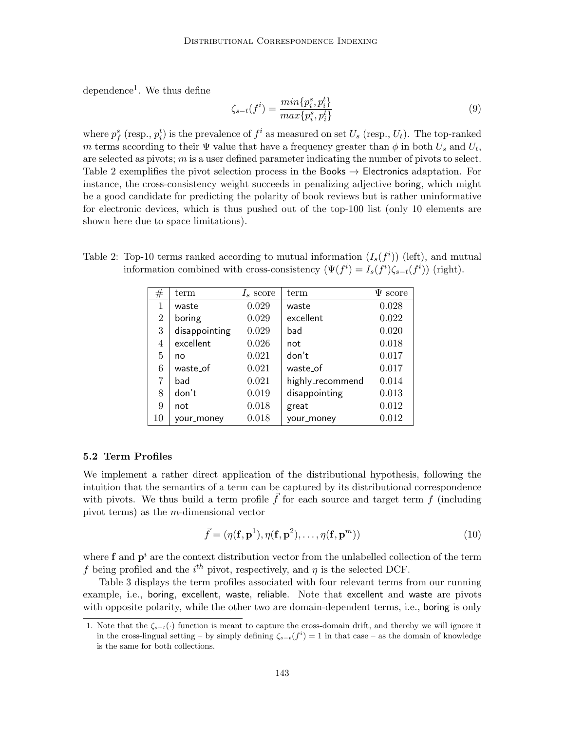dependence[1]. We thus define

$$\zeta_{s-t}(f^i) = \frac{min\{p_i^s, p_i^t\}}{max\{p_i^s, p_i^t\}} \tag{9}$$

where $p_f^s$ (resp., $p_i^t$) is the prevalence of $f^i$ as measured on set $U_s$ (resp., $U_t$). The top-ranked $m$ terms according to their $\Psi$ value that have a frequency greater than $\phi$ in both $U_s$ and $U_t$, are selected as pivots; $m$ is a user defined parameter indicating the number of pivots to select. Table 2 exemplifies the pivot selection process in the Books $\rightarrow$ Electronics adaptation. For instance, the cross-consistency weight succeeds in penalizing adjective boring, which might be a good candidate for predicting the polarity of book reviews but is rather uninformative for electronic devices, which is thus pushed out of the top-100 list (only 10 elements are shown here due to space limitations).

Table 2: Top-10 terms ranked according to mutual information ($I_s(f^i)$) (left), and mutual information combined with cross-consistency ($\Psi(f^i) = I_s(f^i)\zeta_{s-t}(f^i)$) (right).

| # | term | $I_s$ score | term | $\Psi$ score |
|---|---|---|---|---|
| 1 | waste | 0.029 | waste | 0.028 |
| 2 | boring | 0.029 | excellent | 0.022 |
| 3 | disappointing | 0.029 | bad | 0.020 |
| 4 | excellent | 0.026 | not | 0.018 |
| 5 | no | 0.021 | don't | 0.017 |
| 6 | waste_of | 0.021 | waste_of | 0.017 |
| 7 | bad | 0.021 | highly_recommend | 0.014 |
| 8 | don't | 0.019 | disappointing | 0.013 |
| 9 | not | 0.018 | great | 0.012 |
| 10 | your_money | 0.018 | your_money | 0.012 |

### 5.2 Term Profiles

We implement a rather direct application of the distributional hypothesis, following the intuition that the semantics of a term can be captured by its distributional correspondence with pivots. We thus build a term profile $\vec{f}$ for each source and target term $f$ (including pivot terms) as the $m$-dimensional vector

$$\vec{f} = (\eta(\mathbf{f}, \mathbf{p}^1), \eta(\mathbf{f}, \mathbf{p}^2), \ldots, \eta(\mathbf{f}, \mathbf{p}^m)) \tag{10}$$

where $\mathbf{f}$ and $\mathbf{p}^i$ are the context distribution vector from the unlabelled collection of the term $f$ being profiled and the $i^{th}$ pivot, respectively, and $\eta$ is the selected DCF.

Table 3 displays the term profiles associated with four relevant terms from our running example, i.e., boring, excellent, waste, reliable. Note that excellent and waste are pivots with opposite polarity, while the other two are domain-dependent terms, i.e., boring is only

[1]. Note that the $\zeta_{s-t}(\cdot)$ function is meant to capture the cross-domain drift, and thereby we will ignore it in the cross-lingual setting – by simply defining $\zeta_{s-t}(f^i) = 1$ in that case – as the domain of knowledge is the same for both collections.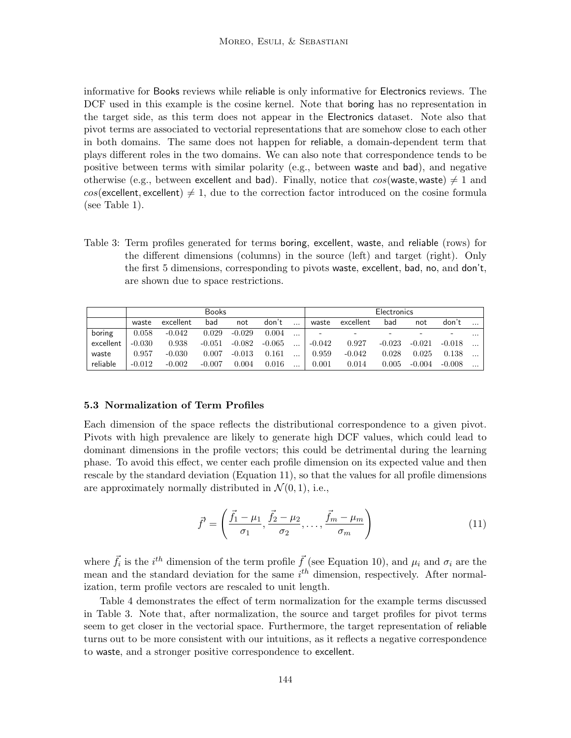informative for Books reviews while reliable is only informative for Electronics reviews. The DCF used in this example is the cosine kernel. Note that boring has no representation in the target side, as this term does not appear in the Electronics dataset. Note also that pivot terms are associated to vectorial representations that are somehow close to each other in both domains. The same does not happen for reliable, a domain-dependent term that plays different roles in the two domains. We can also note that correspondence tends to be positive between terms with similar polarity (e.g., between waste and bad), and negative otherwise (e.g., between excellent and bad). Finally, notice that $cos(\text{waste}, \text{waste}) \neq 1$ and $cos(\text{excellent}, \text{excellent}) \neq 1$, due to the correction factor introduced on the cosine formula (see Table 1).

Table 3: Term profiles generated for terms boring, excellent, waste, and reliable (rows) for the different dimensions (columns) in the source (left) and target (right). Only the first 5 dimensions, corresponding to pivots waste, excellent, bad, no, and don't, are shown due to space restrictions.

| | Books | | | | | | Electronics | | | | | |
|---|---|---|---|---|---|---|---|---|---|---|---|---|
| | waste | excellent | bad | not | don't | ... | waste | excellent | bad | not | don't | ... |
| boring | 0.058 | -0.042 | 0.029 | -0.029 | 0.004 | ... | - | - | - | - | - | ... |
| excellent | -0.030 | 0.938 | -0.051 | -0.082 | -0.065 | ... | -0.042 | 0.927 | -0.023 | -0.021 | -0.018 | ... |
| waste | 0.957 | -0.030 | 0.007 | -0.013 | 0.161 | ... | 0.959 | -0.042 | 0.028 | 0.025 | 0.138 | ... |
| reliable | -0.012 | -0.002 | -0.007 | 0.004 | 0.016 | ... | 0.001 | 0.014 | 0.005 | -0.004 | -0.008 | ... |

### 5.3 Normalization of Term Profiles

Each dimension of the space reflects the distributional correspondence to a given pivot. Pivots with high prevalence are likely to generate high DCF values, which could lead to dominant dimensions in the profile vectors; this could be detrimental during the learning phase. To avoid this effect, we center each profile dimension on its expected value and then rescale by the standard deviation (Equation 11), so that the values for all profile dimensions are approximately normally distributed in $\mathcal{N}(0, 1)$, i.e.,

$$\vec{f}' = \left( \frac{\vec{f}_1 - \mu_1}{\sigma_1}, \frac{\vec{f}_2 - \mu_2}{\sigma_2}, \ldots, \frac{\vec{f}_m - \mu_m}{\sigma_m} \right) \tag{11}$$

where $\vec{f}_i$ is the $i^{th}$ dimension of the term profile $\vec{f}$ (see Equation 10), and $\mu_i$ and $\sigma_i$ are the mean and the standard deviation for the same $i^{th}$ dimension, respectively. After normalization, term profile vectors are rescaled to unit length.

Table 4 demonstrates the effect of term normalization for the example terms discussed in Table 3. Note that, after normalization, the source and target profiles for pivot terms seem to get closer in the vectorial space. Furthermore, the target representation of reliable turns out to be more consistent with our intuitions, as it reflects a negative correspondence to waste, and a stronger positive correspondence to excellent.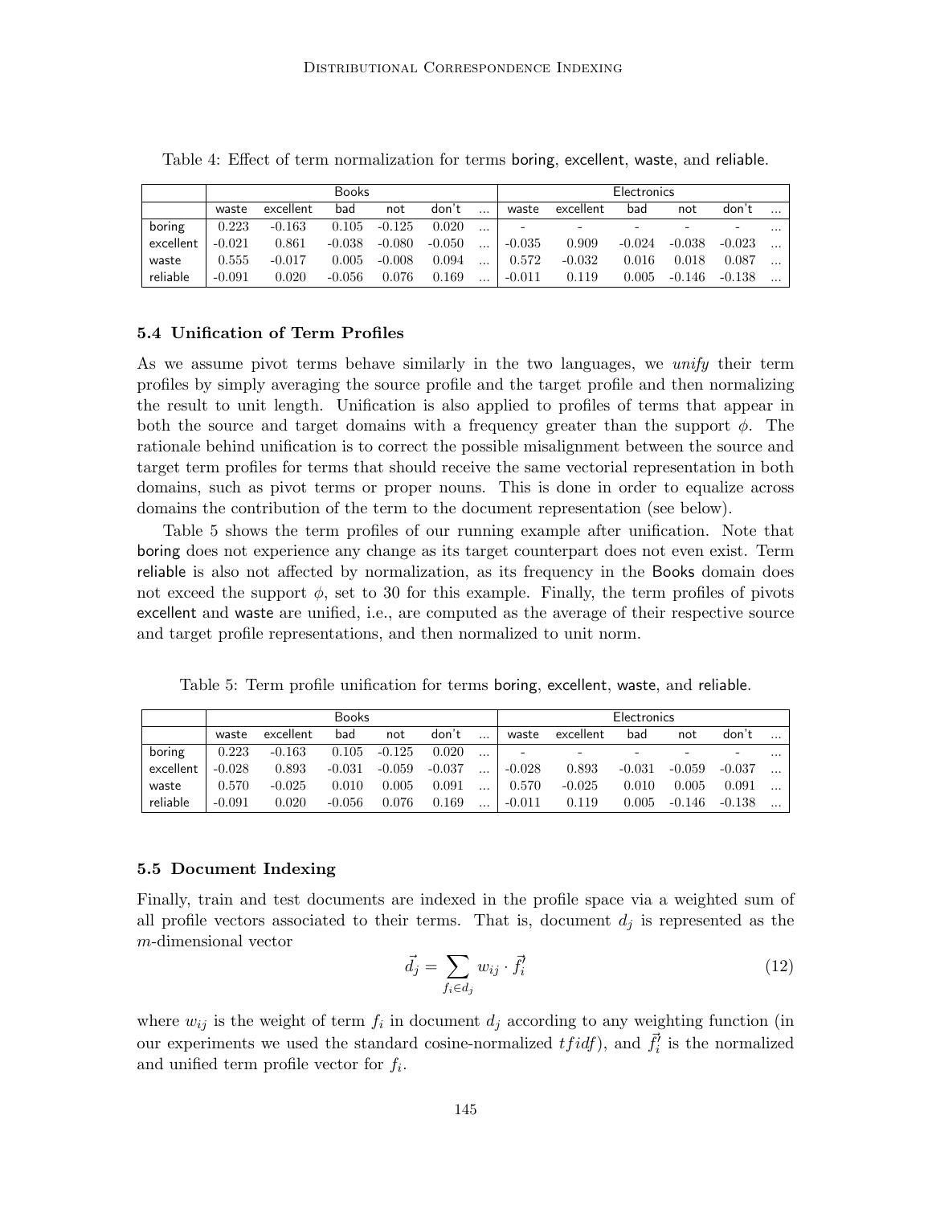Table 4: Effect of term normalization for terms boring, excellent, waste, and reliable.

| | Books | | | | | | Electronics | | | | | |
|---|---|---|---|---|---|---|---|---|---|---|---|---|
| | waste | excellent | bad | not | don't | ... | waste | excellent | bad | not | don't | ... |
| boring | 0.223 | -0.163 | 0.105 | -0.125 | 0.020 | ... | - | - | - | - | - | ... |
| excellent | -0.021 | 0.861 | -0.038 | -0.080 | -0.050 | ... | -0.035 | 0.909 | -0.024 | -0.038 | -0.023 | ... |
| waste | 0.555 | -0.017 | 0.005 | -0.008 | 0.094 | ... | 0.572 | -0.032 | 0.016 | 0.018 | 0.087 | ... |
| reliable | -0.091 | 0.020 | -0.056 | 0.076 | 0.169 | ... | -0.011 | 0.119 | 0.005 | -0.146 | -0.138 | ... |

### 5.4 Unification of Term Profiles

As we assume pivot terms behave similarly in the two languages, we *unify* their term profiles by simply averaging the source profile and the target profile and then normalizing the result to unit length. Unification is also applied to profiles of terms that appear in both the source and target domains with a frequency greater than the support $\phi$. The rationale behind unification is to correct the possible misalignment between the source and target term profiles for terms that should receive the same vectorial representation in both domains, such as pivot terms or proper nouns. This is done in order to equalize across domains the contribution of the term to the document representation (see below).

Table 5 shows the term profiles of our running example after unification. Note that boring does not experience any change as its target counterpart does not even exist. Term reliable is also not affected by normalization, as its frequency in the Books domain does not exceed the support $\phi$, set to 30 for this example. Finally, the term profiles of pivots excellent and waste are unified, i.e., are computed as the average of their respective source and target profile representations, and then normalized to unit norm.

Table 5: Term profile unification for terms boring, excellent, waste, and reliable.

| | Books | | | | | | Electronics | | | | | |
|---|---|---|---|---|---|---|---|---|---|---|---|---|
| | waste | excellent | bad | not | don't | ... | waste | excellent | bad | not | don't | ... |
| boring | 0.223 | -0.163 | 0.105 | -0.125 | 0.020 | ... | - | - | - | - | - | ... |
| excellent | -0.028 | 0.893 | -0.031 | -0.059 | -0.037 | ... | -0.028 | 0.893 | -0.031 | -0.059 | -0.037 | ... |
| waste | 0.570 | -0.025 | 0.010 | 0.005 | 0.091 | ... | 0.570 | -0.025 | 0.010 | 0.005 | 0.091 | ... |
| reliable | -0.091 | 0.020 | -0.056 | 0.076 | 0.169 | ... | -0.011 | 0.119 | 0.005 | -0.146 | -0.138 | ... |

### 5.5 Document Indexing

Finally, train and test documents are indexed in the profile space via a weighted sum of all profile vectors associated to their terms. That is, document $d_j$ is represented as the $m$-dimensional vector

$$\vec{d_j} = \sum_{f_i \in d_j} w_{ij} \cdot \vec{f_i'} \tag{12}$$

where $w_{ij}$ is the weight of term $f_i$ in document $d_j$ according to any weighting function (in our experiments we used the standard cosine-normalized $tfidf$), and $\vec{f_i'}$ is the normalized and unified term profile vector for $f_i$.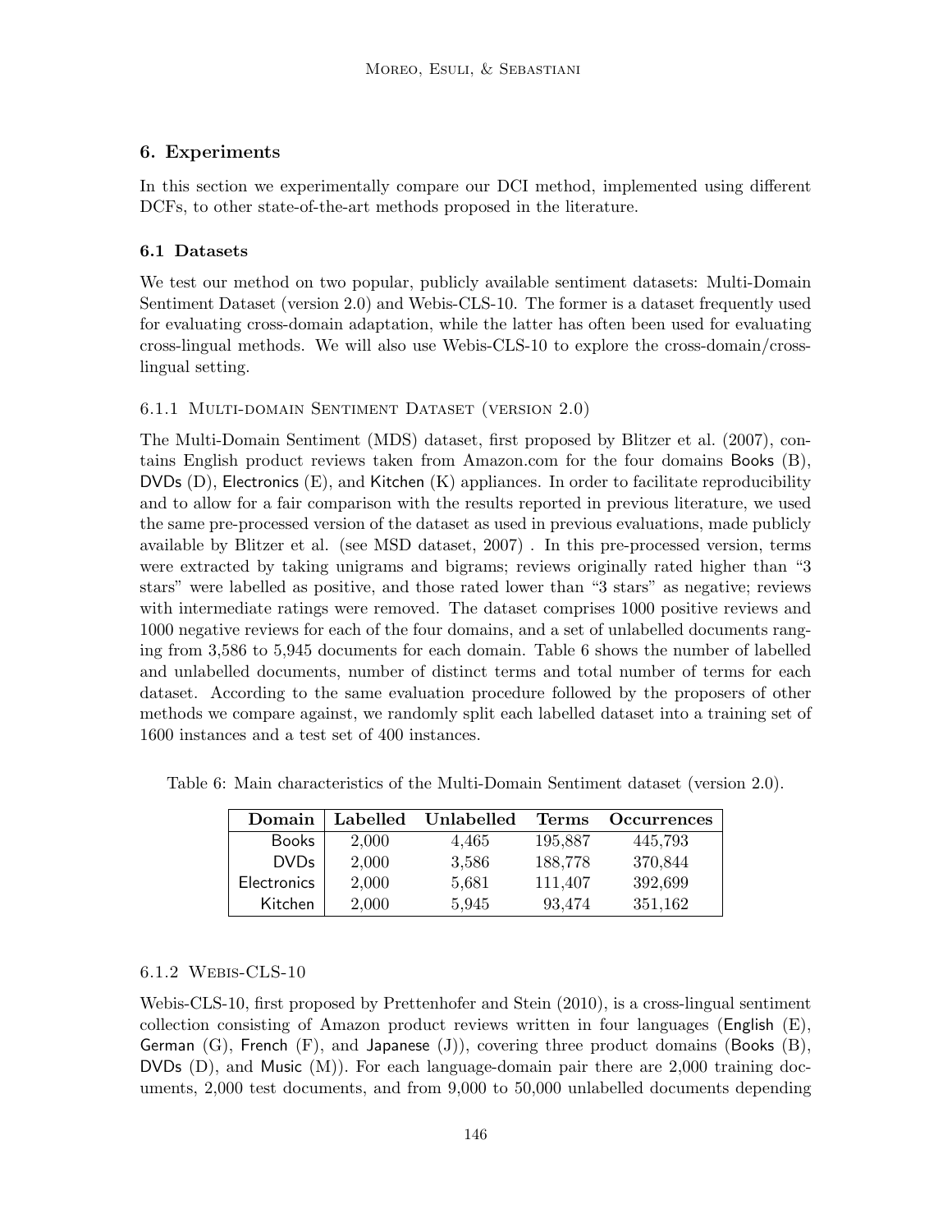## 6. Experiments

In this section we experimentally compare our DCI method, implemented using different DCFs, to other state-of-the-art methods proposed in the literature.

### 6.1 Datasets

We test our method on two popular, publicly available sentiment datasets: Multi-Domain Sentiment Dataset (version 2.0) and Webis-CLS-10. The former is a dataset frequently used for evaluating cross-domain adaptation, while the latter has often been used for evaluating cross-lingual methods. We will also use Webis-CLS-10 to explore the cross-domain/cross-lingual setting.

#### 6.1.1 Multi-domain Sentiment Dataset (version 2.0)

The Multi-Domain Sentiment (MDS) dataset, first proposed by Blitzer et al. (2007), contains English product reviews taken from Amazon.com for the four domains Books (B), DVDs (D), Electronics (E), and Kitchen (K) appliances. In order to facilitate reproducibility and to allow for a fair comparison with the results reported in previous literature, we used the same pre-processed version of the dataset as used in previous evaluations, made publicly available by Blitzer et al. (see MSD dataset, 2007) . In this pre-processed version, terms were extracted by taking unigrams and bigrams; reviews originally rated higher than "3 stars" were labelled as positive, and those rated lower than "3 stars" as negative; reviews with intermediate ratings were removed. The dataset comprises 1000 positive reviews and 1000 negative reviews for each of the four domains, and a set of unlabelled documents ranging from 3,586 to 5,945 documents for each domain. Table 6 shows the number of labelled and unlabelled documents, number of distinct terms and total number of terms for each dataset. According to the same evaluation procedure followed by the proposers of other methods we compare against, we randomly split each labelled dataset into a training set of 1600 instances and a test set of 400 instances.

Table 6: Main characteristics of the Multi-Domain Sentiment dataset (version 2.0).

| Domain | Labelled | Unlabelled | Terms | Occurrences |
|---|---|---|---|---|
| Books | 2,000 | 4,465 | 195,887 | 445,793 |
| DVDs | 2,000 | 3,586 | 188,778 | 370,844 |
| Electronics | 2,000 | 5,681 | 111,407 | 392,699 |
| Kitchen | 2,000 | 5,945 | 93,474 | 351,162 |

#### 6.1.2 Webis-CLS-10

Webis-CLS-10, first proposed by Prettenhofer and Stein (2010), is a cross-lingual sentiment collection consisting of Amazon product reviews written in four languages (English (E), German (G), French (F), and Japanese (J)), covering three product domains (Books (B), DVDs (D), and Music (M)). For each language-domain pair there are 2,000 training documents, 2,000 test documents, and from 9,000 to 50,000 unlabelled documents depending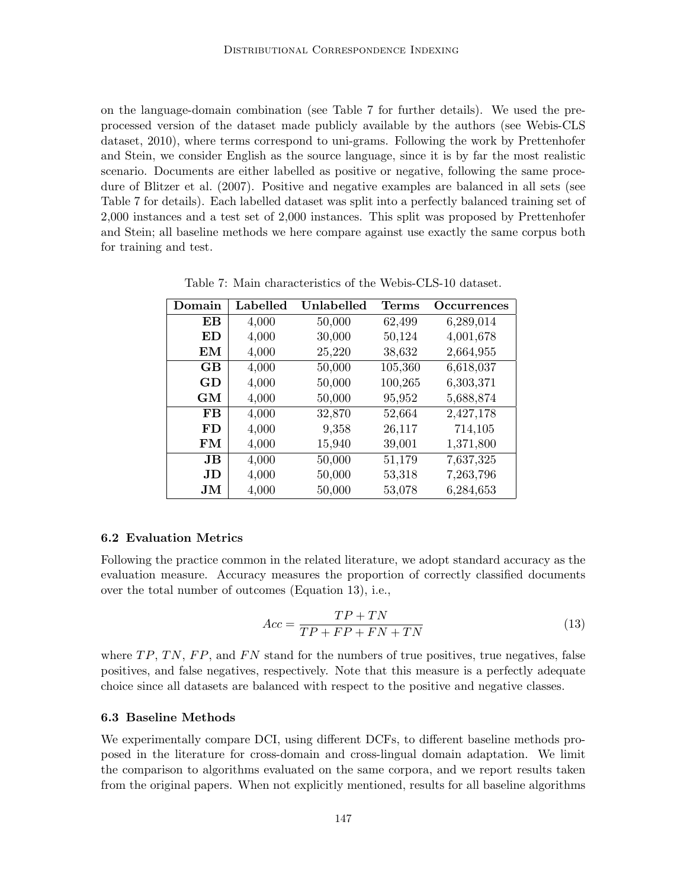on the language-domain combination (see Table 7 for further details). We used the preprocessed version of the dataset made publicly available by the authors (see Webis-CLS dataset, 2010), where terms correspond to uni-grams. Following the work by Prettenhofer and Stein, we consider English as the source language, since it is by far the most realistic scenario. Documents are either labelled as positive or negative, following the same procedure of Blitzer et al. (2007). Positive and negative examples are balanced in all sets (see Table 7 for details). Each labelled dataset was split into a perfectly balanced training set of 2,000 instances and a test set of 2,000 instances. This split was proposed by Prettenhofer and Stein; all baseline methods we here compare against use exactly the same corpus both for training and test.

Table 7: Main characteristics of the Webis-CLS-10 dataset.

| Domain | Labelled | Unlabelled | Terms | Occurrences |
|---|---|---|---|---|
| **EB** | 4,000 | 50,000 | 62,499 | 6,289,014 |
| **ED** | 4,000 | 30,000 | 50,124 | 4,001,678 |
| **EM** | 4,000 | 25,220 | 38,632 | 2,664,955 |
| **GB** | 4,000 | 50,000 | 105,360 | 6,618,037 |
| **GD** | 4,000 | 50,000 | 100,265 | 6,303,371 |
| **GM** | 4,000 | 50,000 | 95,952 | 5,688,874 |
| **FB** | 4,000 | 32,870 | 52,664 | 2,427,178 |
| **FD** | 4,000 | 9,358 | 26,117 | 714,105 |
| **FM** | 4,000 | 15,940 | 39,001 | 1,371,800 |
| **JB** | 4,000 | 50,000 | 51,179 | 7,637,325 |
| **JD** | 4,000 | 50,000 | 53,318 | 7,263,796 |
| **JM** | 4,000 | 50,000 | 53,078 | 6,284,653 |

### 6.2 Evaluation Metrics

Following the practice common in the related literature, we adopt standard accuracy as the evaluation measure. Accuracy measures the proportion of correctly classified documents over the total number of outcomes (Equation 13), i.e.,

$$Acc = \frac{TP + TN}{TP + FP + FN + TN} \tag{13}$$

where $TP$, $TN$, $FP$, and $FN$ stand for the numbers of true positives, true negatives, false positives, and false negatives, respectively. Note that this measure is a perfectly adequate choice since all datasets are balanced with respect to the positive and negative classes.

### 6.3 Baseline Methods

We experimentally compare DCI, using different DCFs, to different baseline methods proposed in the literature for cross-domain and cross-lingual domain adaptation. We limit the comparison to algorithms evaluated on the same corpora, and we report results taken from the original papers. When not explicitly mentioned, results for all baseline algorithms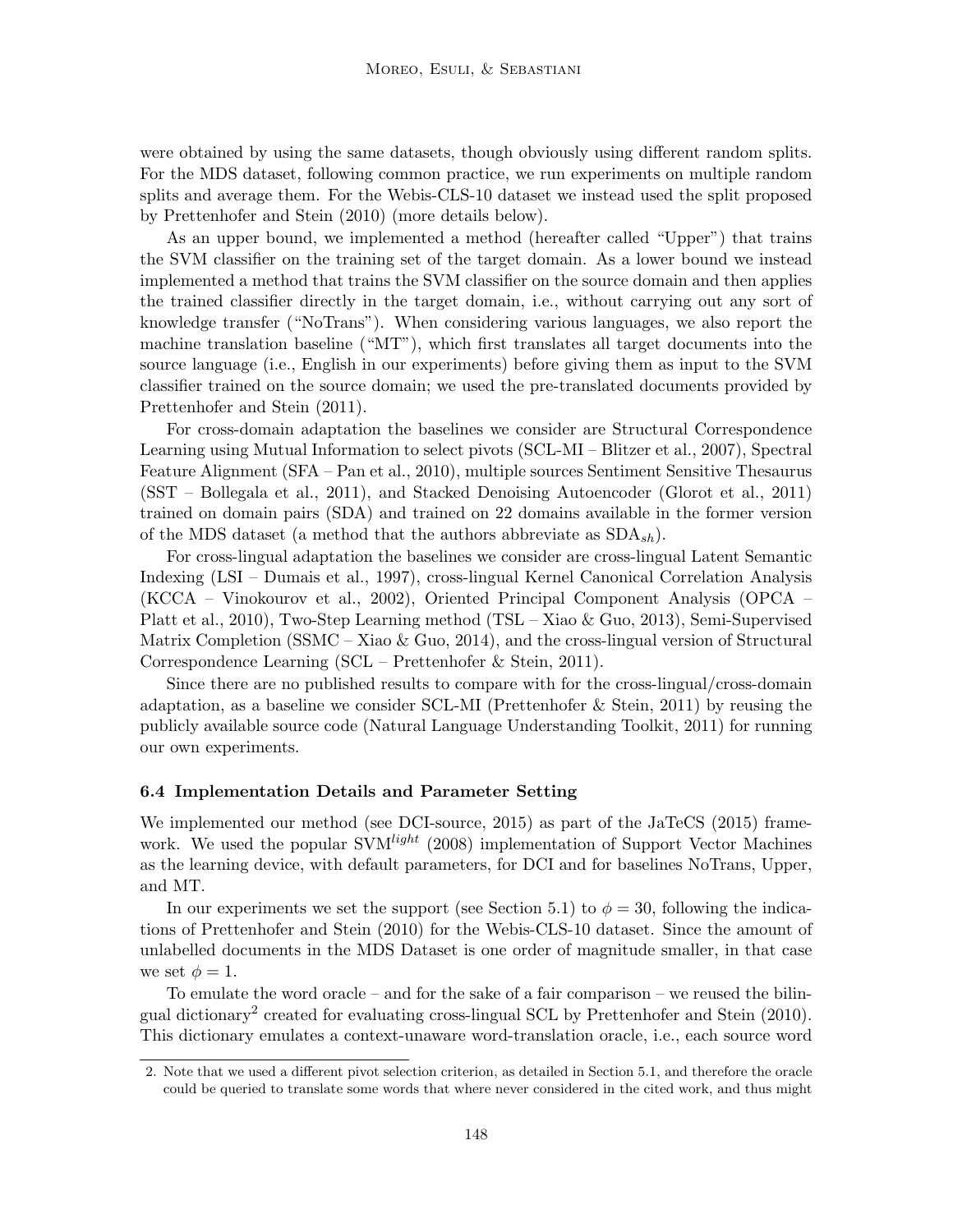were obtained by using the same datasets, though obviously using different random splits. For the MDS dataset, following common practice, we run experiments on multiple random splits and average them. For the Webis-CLS-10 dataset we instead used the split proposed by Prettenhofer and Stein (2010) (more details below).

As an upper bound, we implemented a method (hereafter called "Upper") that trains the SVM classifier on the training set of the target domain. As a lower bound we instead implemented a method that trains the SVM classifier on the source domain and then applies the trained classifier directly in the target domain, i.e., without carrying out any sort of knowledge transfer ("NoTrans"). When considering various languages, we also report the machine translation baseline ("MT"), which first translates all target documents into the source language (i.e., English in our experiments) before giving them as input to the SVM classifier trained on the source domain; we used the pre-translated documents provided by Prettenhofer and Stein (2011).

For cross-domain adaptation the baselines we consider are Structural Correspondence Learning using Mutual Information to select pivots (SCL-MI – Blitzer et al., 2007), Spectral Feature Alignment (SFA – Pan et al., 2010), multiple sources Sentiment Sensitive Thesaurus (SST – Bollegala et al., 2011), and Stacked Denoising Autoencoder (Glorot et al., 2011) trained on domain pairs (SDA) and trained on 22 domains available in the former version of the MDS dataset (a method that the authors abbreviate as $\text{SDA}_{sh}$).

For cross-lingual adaptation the baselines we consider are cross-lingual Latent Semantic Indexing (LSI – Dumais et al., 1997), cross-lingual Kernel Canonical Correlation Analysis (KCCA – Vinokourov et al., 2002), Oriented Principal Component Analysis (OPCA – Platt et al., 2010), Two-Step Learning method (TSL – Xiao & Guo, 2013), Semi-Supervised Matrix Completion (SSMC – Xiao & Guo, 2014), and the cross-lingual version of Structural Correspondence Learning (SCL – Prettenhofer & Stein, 2011).

Since there are no published results to compare with for the cross-lingual/cross-domain adaptation, as a baseline we consider SCL-MI (Prettenhofer & Stein, 2011) by reusing the publicly available source code (Natural Language Understanding Toolkit, 2011) for running our own experiments.

### 6.4 Implementation Details and Parameter Setting

We implemented our method (see DCI-source, 2015) as part of the JaTeCS (2015) framework. We used the popular $\text{SVM}^{light}$ (2008) implementation of Support Vector Machines as the learning device, with default parameters, for DCI and for baselines NoTrans, Upper, and MT.

In our experiments we set the support (see Section 5.1) to $\phi = 30$, following the indications of Prettenhofer and Stein (2010) for the Webis-CLS-10 dataset. Since the amount of unlabelled documents in the MDS Dataset is one order of magnitude smaller, in that case we set $\phi = 1$.

To emulate the word oracle – and for the sake of a fair comparison – we reused the bilingual dictionary[2] created for evaluating cross-lingual SCL by Prettenhofer and Stein (2010). This dictionary emulates a context-unaware word-translation oracle, i.e., each source word

2. Note that we used a different pivot selection criterion, as detailed in Section 5.1, and therefore the oracle could be queried to translate some words that where never considered in the cited work, and thus might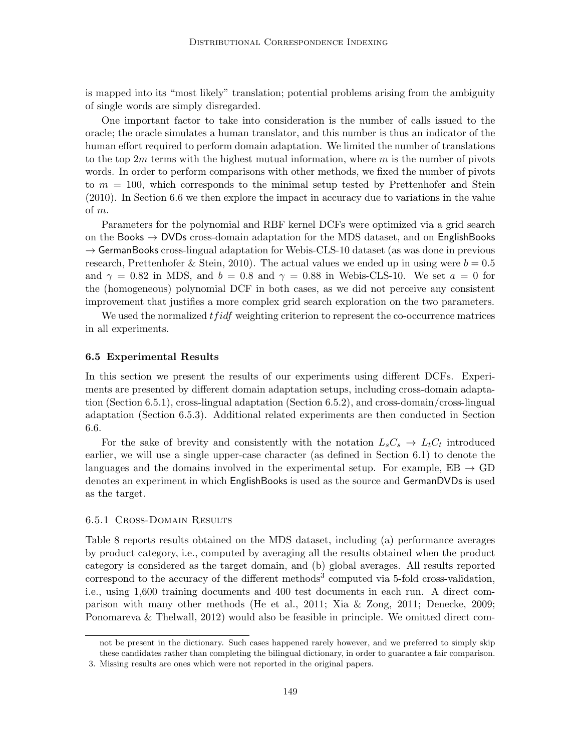is mapped into its "most likely" translation; potential problems arising from the ambiguity of single words are simply disregarded.

One important factor to take into consideration is the number of calls issued to the oracle; the oracle simulates a human translator, and this number is thus an indicator of the human effort required to perform domain adaptation. We limited the number of translations to the top $2m$ terms with the highest mutual information, where $m$ is the number of pivots words. In order to perform comparisons with other methods, we fixed the number of pivots to $m = 100$, which corresponds to the minimal setup tested by Prettenhofer and Stein (2010). In Section 6.6 we then explore the impact in accuracy due to variations in the value of $m$.

Parameters for the polynomial and RBF kernel DCFs were optimized via a grid search on the Books → DVDs cross-domain adaptation for the MDS dataset, and on EnglishBooks → GermanBooks cross-lingual adaptation for Webis-CLS-10 dataset (as was done in previous research, Prettenhofer & Stein, 2010). The actual values we ended up in using were $b = 0.5$ and $\gamma = 0.82$ in MDS, and $b = 0.8$ and $\gamma = 0.88$ in Webis-CLS-10. We set $a = 0$ for the (homogeneous) polynomial DCF in both cases, as we did not perceive any consistent improvement that justifies a more complex grid search exploration on the two parameters.

We used the normalized $tfidf$ weighting criterion to represent the co-occurrence matrices in all experiments.

### 6.5 Experimental Results

In this section we present the results of our experiments using different DCFs. Experiments are presented by different domain adaptation setups, including cross-domain adaptation (Section 6.5.1), cross-lingual adaptation (Section 6.5.2), and cross-domain/cross-lingual adaptation (Section 6.5.3). Additional related experiments are then conducted in Section 6.6.

For the sake of brevity and consistently with the notation $L_sC_s \rightarrow L_tC_t$ introduced earlier, we will use a single upper-case character (as defined in Section 6.1) to denote the languages and the domains involved in the experimental setup. For example, EB → GD denotes an experiment in which EnglishBooks is used as the source and GermanDVDs is used as the target.

#### 6.5.1 Cross-Domain Results

Table 8 reports results obtained on the MDS dataset, including (a) performance averages by product category, i.e., computed by averaging all the results obtained when the product category is considered as the target domain, and (b) global averages. All results reported correspond to the accuracy of the different methods[3] computed via 5-fold cross-validation, i.e., using 1,600 training documents and 400 test documents in each run. A direct comparison with many other methods (He et al., 2011; Xia & Zong, 2011; Denecke, 2009; Ponomareva & Thelwall, 2012) would also be feasible in principle. We omitted direct com-

---

not be present in the dictionary. Such cases happened rarely however, and we preferred to simply skip these candidates rather than completing the bilingual dictionary, in order to guarantee a fair comparison.

3. Missing results are ones which were not reported in the original papers.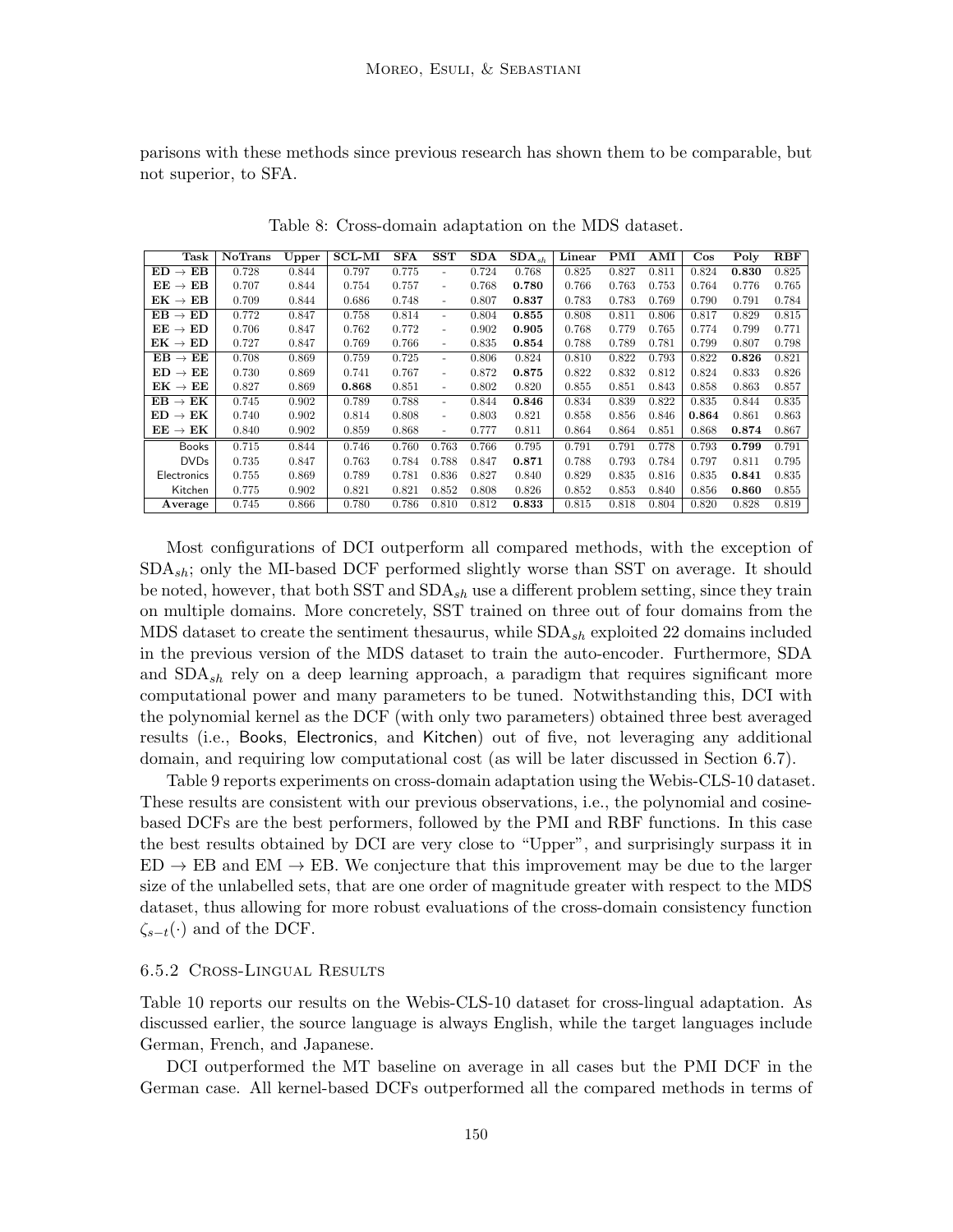parisons with these methods since previous research has shown them to be comparable, but not superior, to SFA.

Table 8: Cross-domain adaptation on the MDS dataset.

| Task | NoTrans | Upper | SCL-MI | SFA | SST | SDA | $\text{SDA}_{sh}$ | Linear | PMI | AMI | Cos | Poly | RBF |
|---|---|---|---|---|---|---|---|---|---|---|---|---|---|
| ED → EB | 0.728 | 0.844 | 0.797 | 0.775 | - | 0.724 | 0.768 | 0.825 | 0.827 | 0.811 | 0.824 | **0.830** | 0.825 |
| EE → EB | 0.707 | 0.844 | 0.754 | 0.757 | - | 0.768 | **0.780** | 0.766 | 0.763 | 0.753 | 0.764 | 0.776 | 0.765 |
| EK → EB | 0.709 | 0.844 | 0.686 | 0.748 | - | 0.807 | **0.837** | 0.783 | 0.783 | 0.769 | 0.790 | 0.791 | 0.784 |
| EB → ED | 0.772 | 0.847 | 0.758 | 0.814 | - | 0.804 | **0.855** | 0.808 | 0.811 | 0.806 | 0.817 | 0.829 | 0.815 |
| EE → ED | 0.706 | 0.847 | 0.762 | 0.772 | - | 0.902 | **0.905** | 0.768 | 0.779 | 0.765 | 0.774 | 0.799 | 0.771 |
| EK → ED | 0.727 | 0.847 | 0.769 | 0.766 | - | 0.835 | **0.854** | 0.788 | 0.789 | 0.781 | 0.799 | 0.807 | 0.798 |
| EB → EE | 0.708 | 0.869 | 0.759 | 0.725 | - | 0.806 | 0.824 | 0.810 | 0.822 | 0.793 | 0.822 | **0.826** | 0.821 |
| ED → EE | 0.730 | 0.869 | 0.741 | 0.767 | - | 0.872 | **0.875** | 0.822 | 0.832 | 0.812 | 0.824 | 0.833 | 0.826 |
| EK → EE | 0.827 | 0.869 | **0.868** | 0.851 | - | 0.802 | 0.820 | 0.855 | 0.851 | 0.843 | 0.858 | 0.863 | 0.857 |
| EB → EK | 0.745 | 0.902 | 0.789 | 0.788 | - | 0.844 | **0.846** | 0.834 | 0.839 | 0.822 | 0.835 | 0.844 | 0.835 |
| ED → EK | 0.740 | 0.902 | 0.814 | 0.808 | - | 0.803 | 0.821 | 0.858 | 0.856 | 0.846 | **0.864** | 0.861 | 0.863 |
| EE → EK | 0.840 | 0.902 | 0.859 | 0.868 | - | 0.777 | 0.811 | 0.864 | 0.864 | 0.851 | 0.868 | **0.874** | 0.867 |
| Books | 0.715 | 0.844 | 0.746 | 0.760 | 0.763 | 0.766 | 0.795 | 0.791 | 0.791 | 0.778 | 0.793 | **0.799** | 0.791 |
| DVDs | 0.735 | 0.847 | 0.763 | 0.784 | 0.788 | 0.847 | **0.871** | 0.788 | 0.793 | 0.784 | 0.797 | 0.811 | 0.795 |
| Electronics | 0.755 | 0.869 | 0.789 | 0.781 | 0.836 | 0.827 | 0.840 | 0.829 | 0.835 | 0.816 | 0.835 | **0.841** | 0.835 |
| Kitchen | 0.775 | 0.902 | 0.821 | 0.821 | 0.852 | 0.808 | 0.826 | 0.852 | 0.853 | 0.840 | 0.856 | **0.860** | 0.855 |
| **Average** | 0.745 | 0.866 | 0.780 | 0.786 | 0.810 | 0.812 | **0.833** | 0.815 | 0.818 | 0.804 | 0.820 | 0.828 | 0.819 |

Most configurations of DCI outperform all compared methods, with the exception of $\text{SDA}_{sh}$; only the MI-based DCF performed slightly worse than SST on average. It should be noted, however, that both SST and $\text{SDA}_{sh}$ use a different problem setting, since they train on multiple domains. More concretely, SST trained on three out of four domains from the MDS dataset to create the sentiment thesaurus, while $\text{SDA}_{sh}$ exploited 22 domains included in the previous version of the MDS dataset to train the auto-encoder. Furthermore, SDA and $\text{SDA}_{sh}$ rely on a deep learning approach, a paradigm that requires significant more computational power and many parameters to be tuned. Notwithstanding this, DCI with the polynomial kernel as the DCF (with only two parameters) obtained three best averaged results (i.e., Books, Electronics, and Kitchen) out of five, not leveraging any additional domain, and requiring low computational cost (as will be later discussed in Section 6.7).

Table 9 reports experiments on cross-domain adaptation using the Webis-CLS-10 dataset. These results are consistent with our previous observations, i.e., the polynomial and cosine-based DCFs are the best performers, followed by the PMI and RBF functions. In this case the best results obtained by DCI are very close to "Upper", and surprisingly surpass it in ED → EB and EM → EB. We conjecture that this improvement may be due to the larger size of the unlabelled sets, that are one order of magnitude greater with respect to the MDS dataset, thus allowing for more robust evaluations of the cross-domain consistency function $\zeta_{s-t}(\cdot)$ and of the DCF.

#### 6.5.2 Cross-Lingual Results

Table 10 reports our results on the Webis-CLS-10 dataset for cross-lingual adaptation. As discussed earlier, the source language is always English, while the target languages include German, French, and Japanese.

DCI outperformed the MT baseline on average in all cases but the PMI DCF in the German case. All kernel-based DCFs outperformed all the compared methods in terms of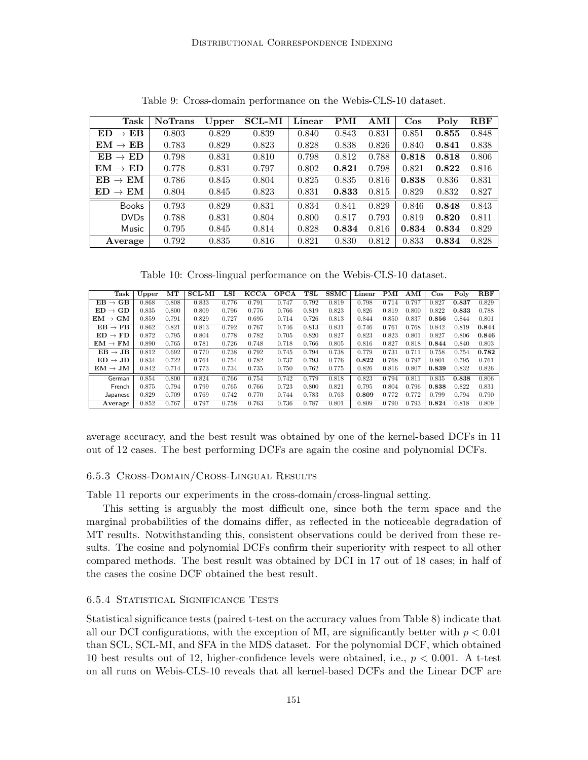Table 9: Cross-domain performance on the Webis-CLS-10 dataset.

| Task | NoTrans | Upper | SCL-MI | Linear | PMI | AMI | Cos | Poly | RBF |
|---|---|---|---|---|---|---|---|---|---|
| **ED → EB** | 0.803 | 0.829 | 0.839 | 0.840 | 0.843 | 0.831 | 0.851 | **0.855** | 0.848 |
| **EM → EB** | 0.783 | 0.829 | 0.823 | 0.828 | 0.838 | 0.826 | 0.840 | **0.841** | 0.838 |
| **EB → ED** | 0.798 | 0.831 | 0.810 | 0.798 | 0.812 | 0.788 | **0.818** | **0.818** | 0.806 |
| **EM → ED** | 0.778 | 0.831 | 0.797 | 0.802 | **0.821** | 0.798 | 0.821 | **0.822** | 0.816 |
| **EB → EM** | 0.786 | 0.845 | 0.804 | 0.825 | 0.835 | 0.816 | **0.838** | 0.836 | 0.831 |
| **ED → EM** | 0.804 | 0.845 | 0.823 | 0.831 | **0.833** | 0.815 | 0.829 | 0.832 | 0.827 |
| Books | 0.793 | 0.829 | 0.831 | 0.834 | 0.841 | 0.829 | 0.846 | **0.848** | 0.843 |
| DVDs | 0.788 | 0.831 | 0.804 | 0.800 | 0.817 | 0.793 | 0.819 | **0.820** | 0.811 |
| Music | 0.795 | 0.845 | 0.814 | 0.828 | **0.834** | 0.816 | **0.834** | **0.834** | 0.829 |
| **Average** | 0.792 | 0.835 | 0.816 | 0.821 | 0.830 | 0.812 | 0.833 | **0.834** | 0.828 |

Table 10: Cross-lingual performance on the Webis-CLS-10 dataset.

| Task | Upper | MT | SCL-MI | LSI | KCCA | OPCA | TSL | SSMC | Linear | PMI | AMI | Cos | Poly | RBF |
|---|---|---|---|---|---|---|---|---|---|---|---|---|---|---|
| **EB → GB** | 0.868 | 0.808 | 0.833 | 0.776 | 0.791 | 0.747 | 0.792 | 0.819 | 0.798 | 0.714 | 0.797 | 0.827 | **0.837** | 0.829 |
| **ED → GD** | 0.835 | 0.800 | 0.809 | 0.796 | 0.776 | 0.766 | 0.819 | 0.823 | 0.826 | 0.819 | 0.800 | 0.822 | **0.833** | 0.788 |
| **EM → GM** | 0.859 | 0.791 | 0.829 | 0.727 | 0.695 | 0.714 | 0.726 | 0.813 | 0.844 | 0.850 | 0.837 | **0.856** | 0.844 | 0.801 |
| **EB → FB** | 0.862 | 0.821 | 0.813 | 0.792 | 0.767 | 0.746 | 0.813 | 0.831 | 0.746 | 0.761 | 0.768 | 0.842 | 0.819 | **0.844** |
| **ED → FD** | 0.872 | 0.795 | 0.804 | 0.778 | 0.782 | 0.705 | 0.820 | 0.827 | 0.823 | 0.823 | 0.801 | 0.827 | 0.806 | **0.846** |
| **EM → FM** | 0.890 | 0.765 | 0.781 | 0.726 | 0.748 | 0.718 | 0.766 | 0.805 | 0.816 | 0.827 | 0.818 | **0.844** | 0.840 | 0.803 |
| **EB → JB** | 0.812 | 0.692 | 0.770 | 0.738 | 0.792 | 0.745 | 0.794 | 0.738 | 0.779 | 0.731 | 0.711 | 0.758 | 0.754 | **0.782** |
| **ED → JD** | 0.834 | 0.722 | 0.764 | 0.754 | 0.782 | 0.737 | 0.793 | 0.776 | **0.822** | 0.768 | 0.797 | 0.801 | 0.795 | 0.761 |
| **EM → JM** | 0.842 | 0.714 | 0.773 | 0.734 | 0.735 | 0.750 | 0.762 | 0.775 | 0.826 | 0.816 | 0.807 | **0.839** | 0.832 | 0.826 |
| German | 0.854 | 0.800 | 0.824 | 0.766 | 0.754 | 0.742 | 0.779 | 0.818 | 0.823 | 0.794 | 0.811 | 0.835 | **0.838** | 0.806 |
| French | 0.875 | 0.794 | 0.799 | 0.765 | 0.766 | 0.723 | 0.800 | 0.821 | 0.795 | 0.804 | 0.796 | **0.838** | 0.822 | 0.831 |
| Japanese | 0.829 | 0.709 | 0.769 | 0.742 | 0.770 | 0.744 | 0.783 | 0.763 | **0.809** | 0.772 | 0.772 | 0.799 | 0.794 | 0.790 |
| **Average** | 0.852 | 0.767 | 0.797 | 0.758 | 0.763 | 0.736 | 0.787 | 0.801 | 0.809 | 0.790 | 0.793 | **0.824** | 0.818 | 0.809 |

average accuracy, and the best result was obtained by one of the kernel-based DCFs in 11 out of 12 cases. The best performing DCFs are again the cosine and polynomial DCFs.

### 6.5.3 Cross-Domain/Cross-Lingual Results

Table 11 reports our experiments in the cross-domain/cross-lingual setting.

This setting is arguably the most difficult one, since both the term space and the marginal probabilities of the domains differ, as reflected in the noticeable degradation of MT results. Notwithstanding this, consistent observations could be derived from these results. The cosine and polynomial DCFs confirm their superiority with respect to all other compared methods. The best result was obtained by DCI in 17 out of 18 cases; in half of the cases the cosine DCF obtained the best result.

### 6.5.4 Statistical Significance Tests

Statistical significance tests (paired t-test on the accuracy values from Table 8) indicate that all our DCI configurations, with the exception of MI, are significantly better with $p < 0.01$ than SCL, SCL-MI, and SFA in the MDS dataset. For the polynomial DCF, which obtained 10 best results out of 12, higher-confidence levels were obtained, i.e., $p < 0.001$. A t-test on all runs on Webis-CLS-10 reveals that all kernel-based DCFs and the Linear DCF are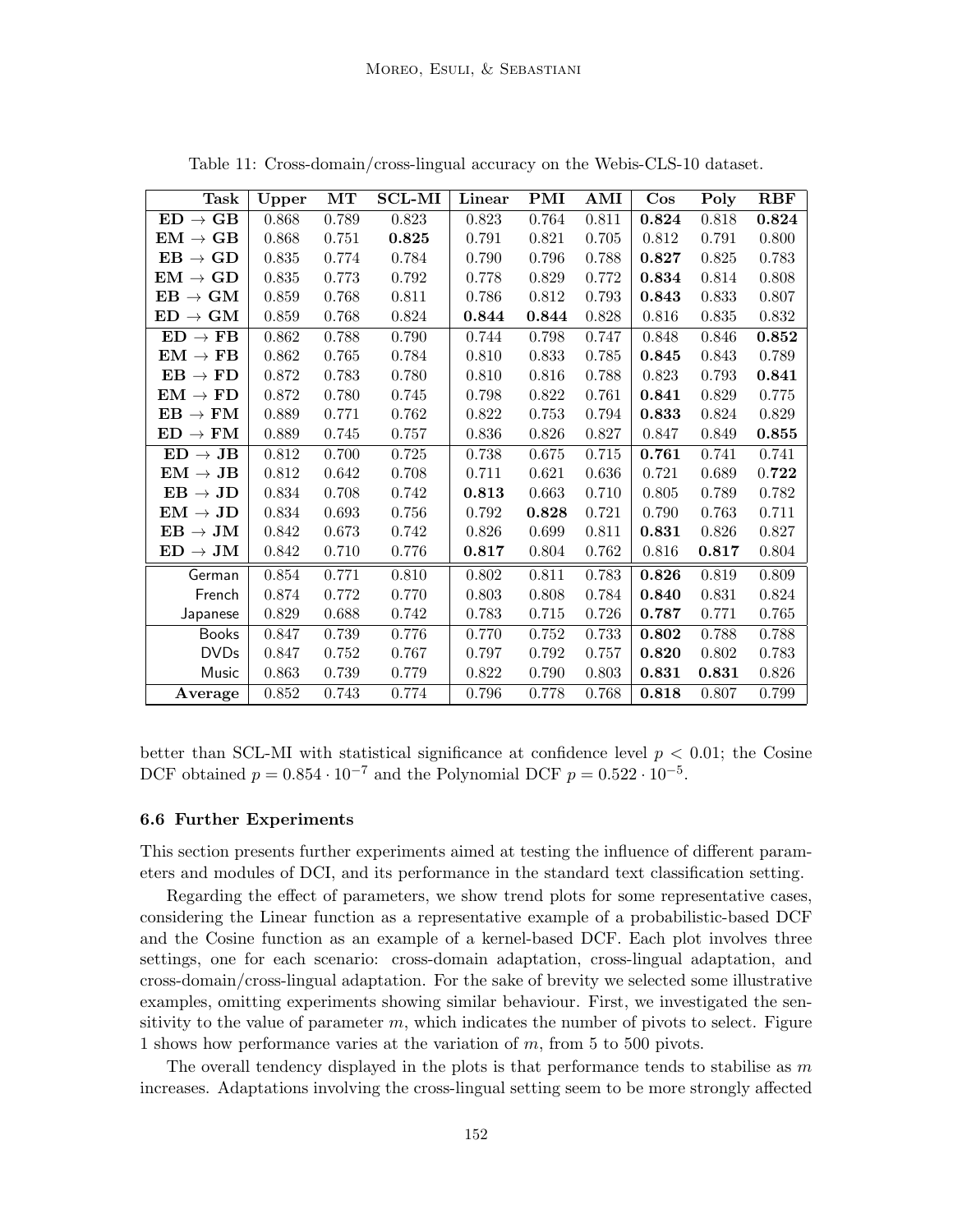Table 11: Cross-domain/cross-lingual accuracy on the Webis-CLS-10 dataset.

| Task | Upper | MT | SCL-MI | Linear | PMI | AMI | Cos | Poly | RBF |
|---|---|---|---|---|---|---|---|---|---|
| **ED → GB** | 0.868 | 0.789 | 0.823 | 0.823 | 0.764 | 0.811 | **0.824** | 0.818 | **0.824** |
| **EM → GB** | 0.868 | 0.751 | **0.825** | 0.791 | 0.821 | 0.705 | 0.812 | 0.791 | 0.800 |
| **EB → GD** | 0.835 | 0.774 | 0.784 | 0.790 | 0.796 | 0.788 | **0.827** | 0.825 | 0.783 |
| **EM → GD** | 0.835 | 0.773 | 0.792 | 0.778 | 0.829 | 0.772 | **0.834** | 0.814 | 0.808 |
| **EB → GM** | 0.859 | 0.768 | 0.811 | 0.786 | 0.812 | 0.793 | **0.843** | 0.833 | 0.807 |
| **ED → GM** | 0.859 | 0.768 | 0.824 | **0.844** | **0.844** | 0.828 | 0.816 | 0.835 | 0.832 |
| **ED → FB** | 0.862 | 0.788 | 0.790 | 0.744 | 0.798 | 0.747 | 0.848 | 0.846 | **0.852** |
| **EM → FB** | 0.862 | 0.765 | 0.784 | 0.810 | 0.833 | 0.785 | **0.845** | 0.843 | 0.789 |
| **EB → FD** | 0.872 | 0.783 | 0.780 | 0.810 | 0.816 | 0.788 | 0.823 | 0.793 | **0.841** |
| **EM → FD** | 0.872 | 0.780 | 0.745 | 0.798 | 0.822 | 0.761 | **0.841** | 0.829 | 0.775 |
| **EB → FM** | 0.889 | 0.771 | 0.762 | 0.822 | 0.753 | 0.794 | **0.833** | 0.824 | 0.829 |
| **ED → FM** | 0.889 | 0.745 | 0.757 | 0.836 | 0.826 | 0.827 | 0.847 | 0.849 | **0.855** |
| **ED → JB** | 0.812 | 0.700 | 0.725 | 0.738 | 0.675 | 0.715 | **0.761** | 0.741 | 0.741 |
| **EM → JB** | 0.812 | 0.642 | 0.708 | 0.711 | 0.621 | 0.636 | 0.721 | 0.689 | **0.722** |
| **EB → JD** | 0.834 | 0.708 | 0.742 | **0.813** | 0.663 | 0.710 | 0.805 | 0.789 | 0.782 |
| **EM → JD** | 0.834 | 0.693 | 0.756 | 0.792 | **0.828** | 0.721 | 0.790 | 0.763 | 0.711 |
| **EB → JM** | 0.842 | 0.673 | 0.742 | 0.826 | 0.699 | 0.811 | **0.831** | 0.826 | 0.827 |
| **ED → JM** | 0.842 | 0.710 | 0.776 | **0.817** | 0.804 | 0.762 | 0.816 | **0.817** | 0.804 |
| German | 0.854 | 0.771 | 0.810 | 0.802 | 0.811 | 0.783 | **0.826** | 0.819 | 0.809 |
| French | 0.874 | 0.772 | 0.770 | 0.803 | 0.808 | 0.784 | **0.840** | 0.831 | 0.824 |
| Japanese | 0.829 | 0.688 | 0.742 | 0.783 | 0.715 | 0.726 | **0.787** | 0.771 | 0.765 |
| Books | 0.847 | 0.739 | 0.776 | 0.770 | 0.752 | 0.733 | **0.802** | 0.788 | 0.788 |
| DVDs | 0.847 | 0.752 | 0.767 | 0.797 | 0.792 | 0.757 | **0.820** | 0.802 | 0.783 |
| Music | 0.863 | 0.739 | 0.779 | 0.822 | 0.790 | 0.803 | **0.831** | **0.831** | 0.826 |
| **Average** | 0.852 | 0.743 | 0.774 | 0.796 | 0.778 | 0.768 | **0.818** | 0.807 | 0.799 |

better than SCL-MI with statistical significance at confidence level $p < 0.01$; the Cosine DCF obtained $p = 0.854 \cdot 10^{-7}$ and the Polynomial DCF $p = 0.522 \cdot 10^{-5}$.

### 6.6 Further Experiments

This section presents further experiments aimed at testing the influence of different parameters and modules of DCI, and its performance in the standard text classification setting.

Regarding the effect of parameters, we show trend plots for some representative cases, considering the Linear function as a representative example of a probabilistic-based DCF and the Cosine function as an example of a kernel-based DCF. Each plot involves three settings, one for each scenario: cross-domain adaptation, cross-lingual adaptation, and cross-domain/cross-lingual adaptation. For the sake of brevity we selected some illustrative examples, omitting experiments showing similar behaviour. First, we investigated the sensitivity to the value of parameter $m$, which indicates the number of pivots to select. Figure 1 shows how performance varies at the variation of $m$, from 5 to 500 pivots.

The overall tendency displayed in the plots is that performance tends to stabilise as $m$ increases. Adaptations involving the cross-lingual setting seem to be more strongly affected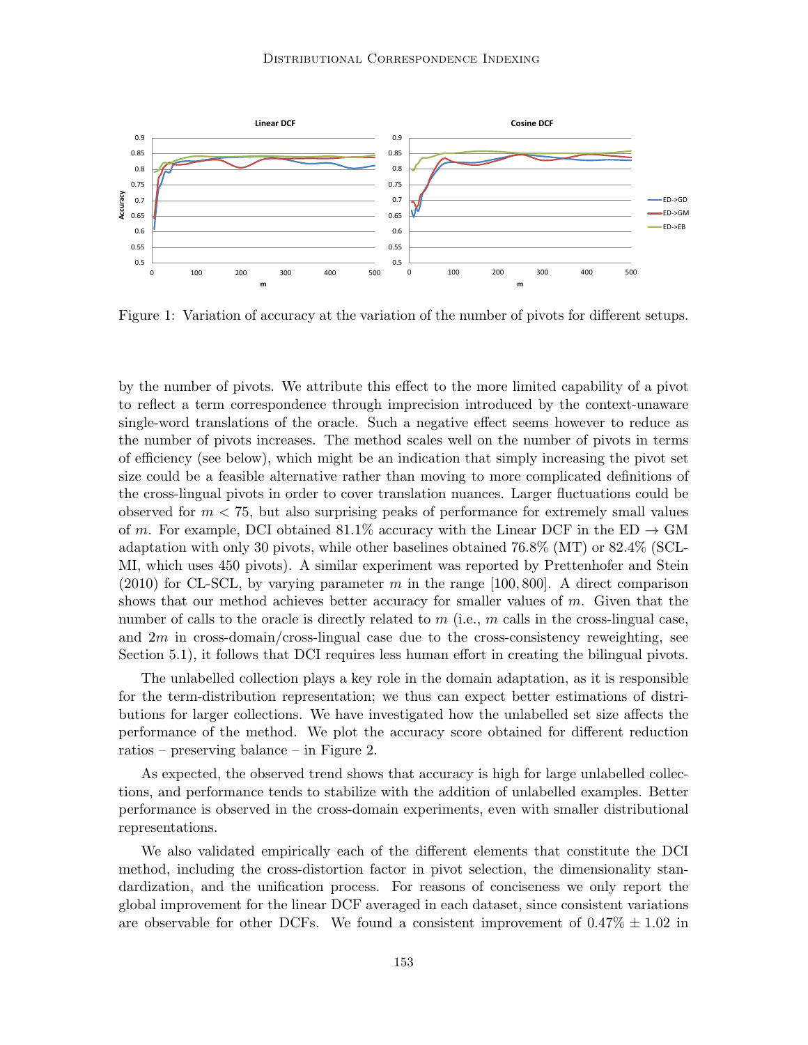Figure 1: Variation of accuracy at the variation of the number of pivots for different setups.

by the number of pivots. We attribute this effect to the more limited capability of a pivot to reflect a term correspondence through imprecision introduced by the context-unaware single-word translations of the oracle. Such a negative effect seems however to reduce as the number of pivots increases. The method scales well on the number of pivots in terms of efficiency (see below), which might be an indication that simply increasing the pivot set size could be a feasible alternative rather than moving to more complicated definitions of the cross-lingual pivots in order to cover translation nuances. Larger fluctuations could be observed for $m < 75$, but also surprising peaks of performance for extremely small values of $m$. For example, DCI obtained 81.1% accuracy with the Linear DCF in the ED $\rightarrow$ GM adaptation with only 30 pivots, while other baselines obtained 76.8% (MT) or 82.4% (SCL-MI, which uses 450 pivots). A similar experiment was reported by Prettenhofer and Stein (2010) for CL-SCL, by varying parameter $m$ in the range $[100, 800]$. A direct comparison shows that our method achieves better accuracy for smaller values of $m$. Given that the number of calls to the oracle is directly related to $m$ (i.e., $m$ calls in the cross-lingual case, and $2m$ in cross-domain/cross-lingual case due to the cross-consistency reweighting, see Section 5.1), it follows that DCI requires less human effort in creating the bilingual pivots.

The unlabelled collection plays a key role in the domain adaptation, as it is responsible for the term-distribution representation; we thus can expect better estimations of distributions for larger collections. We have investigated how the unlabelled set size affects the performance of the method. We plot the accuracy score obtained for different reduction ratios – preserving balance – in Figure 2.

As expected, the observed trend shows that accuracy is high for large unlabelled collections, and performance tends to stabilize with the addition of unlabelled examples. Better performance is observed in the cross-domain experiments, even with smaller distributional representations.

We also validated empirically each of the different elements that constitute the DCI method, including the cross-distortion factor in pivot selection, the dimensionality standardization, and the unification process. For reasons of conciseness we only report the global improvement for the linear DCF averaged in each dataset, since consistent variations are observable for other DCFs. We found a consistent improvement of $0.47\% \pm 1.02$ in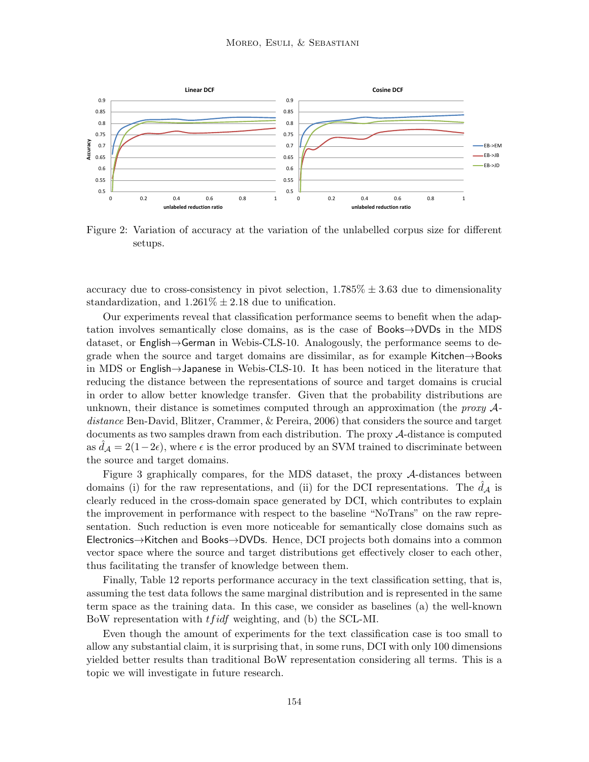Figure 2: Variation of accuracy at the variation of the unlabelled corpus size for different setups.

accuracy due to cross-consistency in pivot selection, $1.785\% \pm 3.63$ due to dimensionality standardization, and $1.261\% \pm 2.18$ due to unification.

Our experiments reveal that classification performance seems to benefit when the adaptation involves semantically close domains, as is the case of Books→DVDs in the MDS dataset, or English→German in Webis-CLS-10. Analogously, the performance seems to degrade when the source and target domains are dissimilar, as for example Kitchen→Books in MDS or English→Japanese in Webis-CLS-10. It has been noticed in the literature that reducing the distance between the representations of source and target domains is crucial in order to allow better knowledge transfer. Given that the probability distributions are unknown, their distance is sometimes computed through an approximation (the *proxy $\mathcal{A}$-distance* Ben-David, Blitzer, Crammer, & Pereira, 2006) that considers the source and target documents as two samples drawn from each distribution. The proxy $\mathcal{A}$-distance is computed as $\hat{d}_{\mathcal{A}} = 2(1-2\epsilon)$, where $\epsilon$ is the error produced by an SVM trained to discriminate between the source and target domains.

Figure 3 graphically compares, for the MDS dataset, the proxy $\mathcal{A}$-distances between domains (i) for the raw representations, and (ii) for the DCI representations. The $\hat{d}_{\mathcal{A}}$ is clearly reduced in the cross-domain space generated by DCI, which contributes to explain the improvement in performance with respect to the baseline "NoTrans" on the raw representation. Such reduction is even more noticeable for semantically close domains such as Electronics→Kitchen and Books→DVDs. Hence, DCI projects both domains into a common vector space where the source and target distributions get effectively closer to each other, thus facilitating the transfer of knowledge between them.

Finally, Table 12 reports performance accuracy in the text classification setting, that is, assuming the test data follows the same marginal distribution and is represented in the same term space as the training data. In this case, we consider as baselines (a) the well-known BoW representation with $tfidf$ weighting, and (b) the SCL-MI.

Even though the amount of experiments for the text classification case is too small to allow any substantial claim, it is surprising that, in some runs, DCI with only 100 dimensions yielded better results than traditional BoW representation considering all terms. This is a topic we will investigate in future research.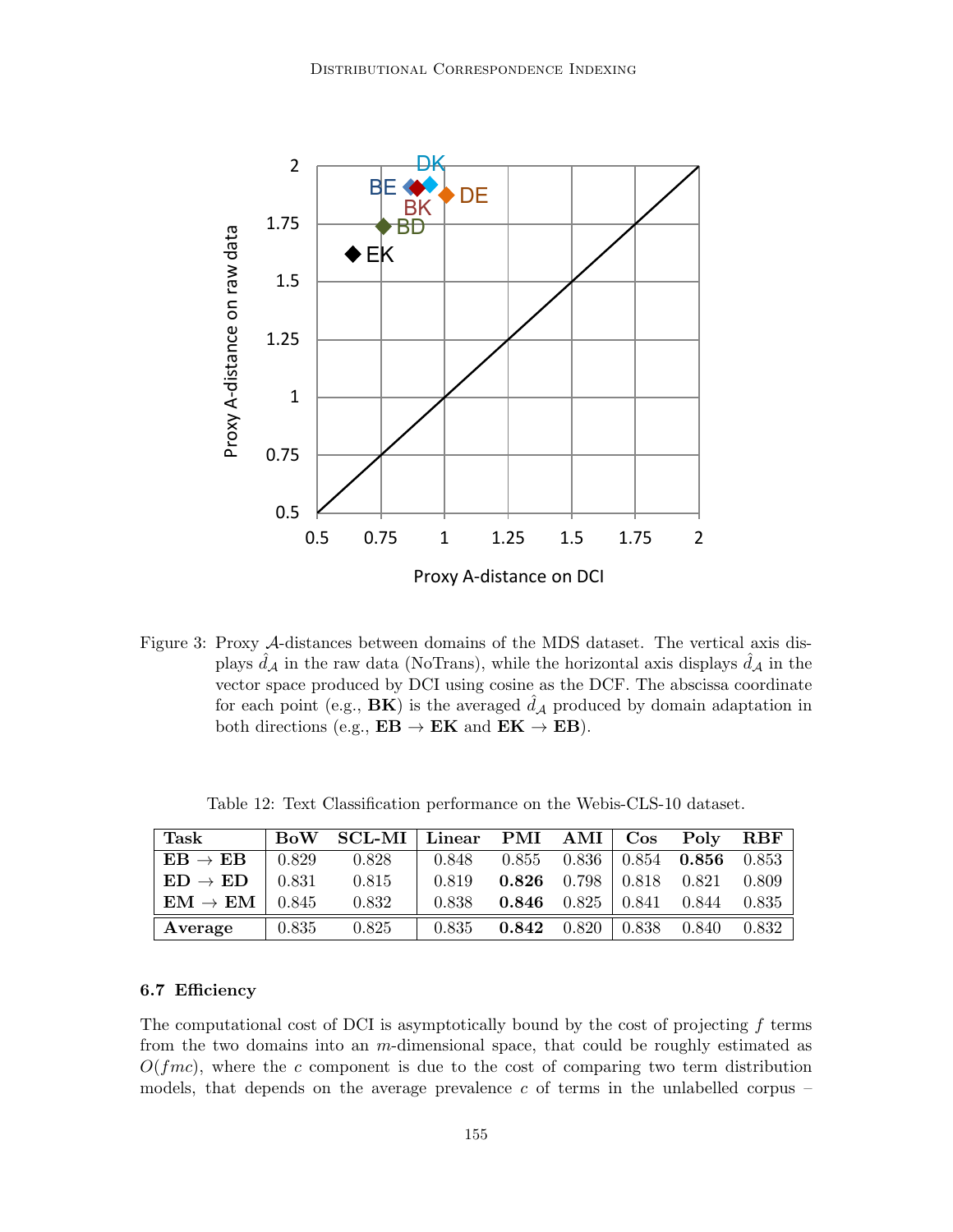Figure 3: Proxy $\mathcal{A}$-distances between domains of the MDS dataset. The vertical axis displays $\hat{d}_{\mathcal{A}}$ in the raw data (NoTrans), while the horizontal axis displays $\hat{d}_{\mathcal{A}}$ in the vector space produced by DCI using cosine as the DCF. The abscissa coordinate for each point (e.g., **BK**) is the averaged $\hat{d}_{\mathcal{A}}$ produced by domain adaptation in both directions (e.g., **EB** $\rightarrow$ **EK** and **EK** $\rightarrow$ **EB**).

Table 12: Text Classification performance on the Webis-CLS-10 dataset.

| Task | BoW | SCL-MI | Linear | PMI | AMI | Cos | Poly | RBF |
|---|---|---|---|---|---|---|---|---|
| **EB** $\rightarrow$ **EB** | 0.829 | 0.828 | 0.848 | 0.855 | 0.836 | 0.854 | **0.856** | 0.853 |
| **ED** $\rightarrow$ **ED** | 0.831 | 0.815 | 0.819 | **0.826** | 0.798 | 0.818 | 0.821 | 0.809 |
| **EM** $\rightarrow$ **EM** | 0.845 | 0.832 | 0.838 | **0.846** | 0.825 | 0.841 | 0.844 | 0.835 |
| **Average** | 0.835 | 0.825 | 0.835 | **0.842** | 0.820 | 0.838 | 0.840 | 0.832 |

### 6.7 Efficiency

The computational cost of DCI is asymptotically bound by the cost of projecting $f$ terms from the two domains into an $m$-dimensional space, that could be roughly estimated as $O(fmc)$, where the $c$ component is due to the cost of comparing two term distribution models, that depends on the average prevalence $c$ of terms in the unlabelled corpus –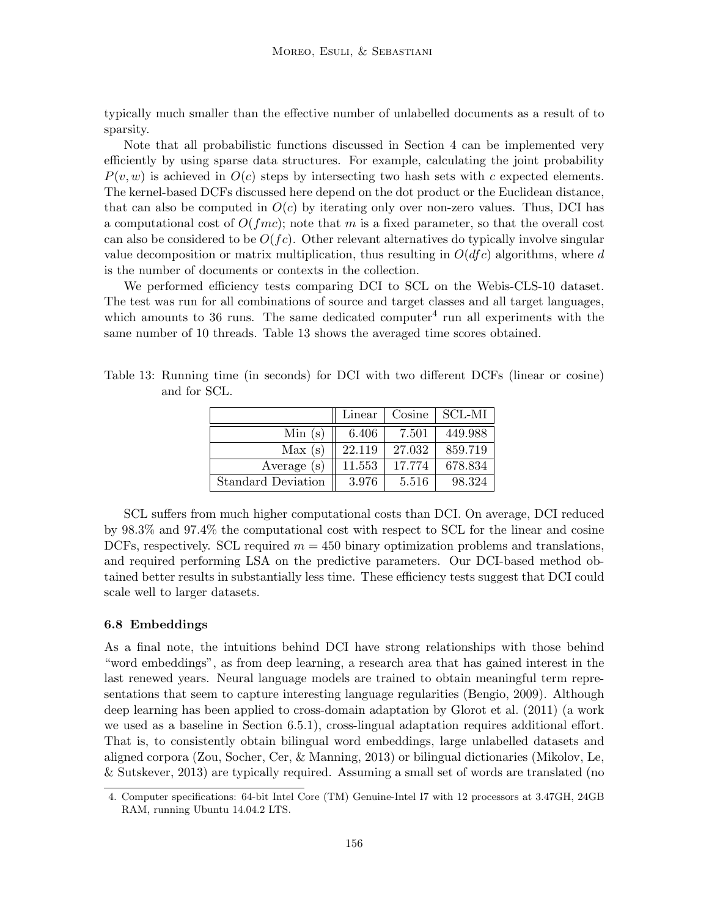typically much smaller than the effective number of unlabelled documents as a result of to sparsity.

Note that all probabilistic functions discussed in Section 4 can be implemented very efficiently by using sparse data structures. For example, calculating the joint probability $P(v, w)$ is achieved in $O(c)$ steps by intersecting two hash sets with $c$ expected elements. The kernel-based DCFs discussed here depend on the dot product or the Euclidean distance, that can also be computed in $O(c)$ by iterating only over non-zero values. Thus, DCI has a computational cost of $O(fmc)$; note that $m$ is a fixed parameter, so that the overall cost can also be considered to be $O(fc)$. Other relevant alternatives do typically involve singular value decomposition or matrix multiplication, thus resulting in $O(dfc)$ algorithms, where $d$ is the number of documents or contexts in the collection.

We performed efficiency tests comparing DCI to SCL on the Webis-CLS-10 dataset. The test was run for all combinations of source and target classes and all target languages, which amounts to 36 runs. The same dedicated computer[4] run all experiments with the same number of 10 threads. Table 13 shows the averaged time scores obtained.

Table 13: Running time (in seconds) for DCI with two different DCFs (linear or cosine) and for SCL.

| | Linear | Cosine | SCL-MI |
|---|---|---|---|
| Min (s) | 6.406 | 7.501 | 449.988 |
| Max (s) | 22.119 | 27.032 | 859.719 |
| Average (s) | 11.553 | 17.774 | 678.834 |
| Standard Deviation | 3.976 | 5.516 | 98.324 |

SCL suffers from much higher computational costs than DCI. On average, DCI reduced by 98.3% and 97.4% the computational cost with respect to SCL for the linear and cosine DCFs, respectively. SCL required $m = 450$ binary optimization problems and translations, and required performing LSA on the predictive parameters. Our DCI-based method obtained better results in substantially less time. These efficiency tests suggest that DCI could scale well to larger datasets.

### 6.8 Embeddings

As a final note, the intuitions behind DCI have strong relationships with those behind "word embeddings", as from deep learning, a research area that has gained interest in the last renewed years. Neural language models are trained to obtain meaningful term representations that seem to capture interesting language regularities (Bengio, 2009). Although deep learning has been applied to cross-domain adaptation by Glorot et al. (2011) (a work we used as a baseline in Section 6.5.1), cross-lingual adaptation requires additional effort. That is, to consistently obtain bilingual word embeddings, large unlabelled datasets and aligned corpora (Zou, Socher, Cer, & Manning, 2013) or bilingual dictionaries (Mikolov, Le, & Sutskever, 2013) are typically required. Assuming a small set of words are translated (no

4. Computer specifications: 64-bit Intel Core (TM) Genuine-Intel I7 with 12 processors at 3.47GH, 24GB RAM, running Ubuntu 14.04.2 LTS.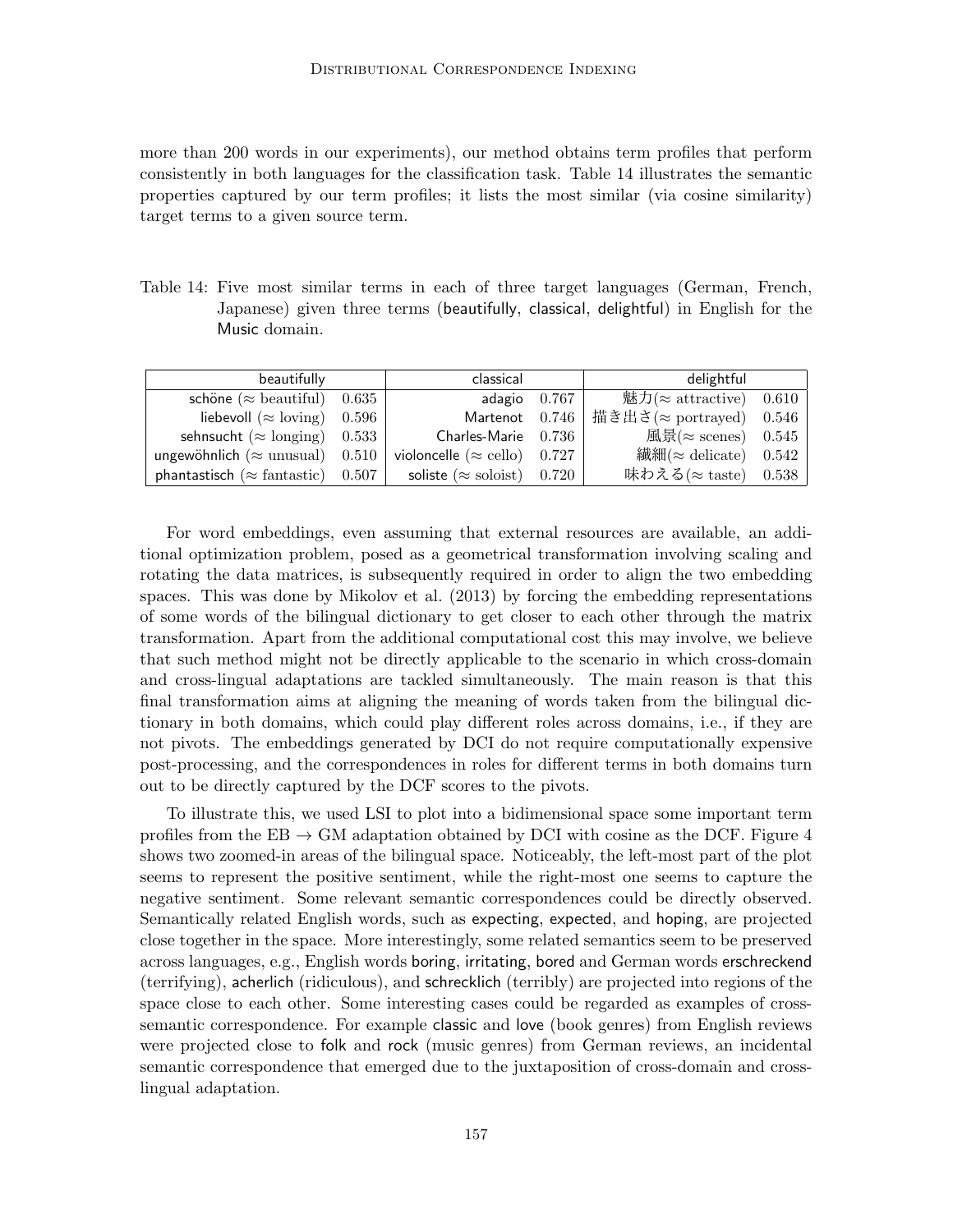more than 200 words in our experiments), our method obtains term profiles that perform consistently in both languages for the classification task. Table 14 illustrates the semantic properties captured by our term profiles; it lists the most similar (via cosine similarity) target terms to a given source term.

Table 14: Five most similar terms in each of three target languages (German, French, Japanese) given three terms (beautifully, classical, delightful) in English for the Music domain.

| beautifully | | classical | | delightful | |
|---|---|---|---|---|---|
| schöne (≈ beautiful) | 0.635 | adagio | 0.767 | 魅力(≈ attractive) | 0.610 |
| liebevoll (≈ loving) | 0.596 | Martenot | 0.746 | 描き出さ(≈ portrayed) | 0.546 |
| sehnsucht (≈ longing) | 0.533 | Charles-Marie | 0.736 | 風景(≈ scenes) | 0.545 |
| ungewöhnlich (≈ unusual) | 0.510 | violoncelle (≈ cello) | 0.727 | 繊細(≈ delicate) | 0.542 |
| phantastisch (≈ fantastic) | 0.507 | soliste (≈ soloist) | 0.720 | 味わえる(≈ taste) | 0.538 |

For word embeddings, even assuming that external resources are available, an additional optimization problem, posed as a geometrical transformation involving scaling and rotating the data matrices, is subsequently required in order to align the two embedding spaces. This was done by Mikolov et al. (2013) by forcing the embedding representations of some words of the bilingual dictionary to get closer to each other through the matrix transformation. Apart from the additional computational cost this may involve, we believe that such method might not be directly applicable to the scenario in which cross-domain and cross-lingual adaptations are tackled simultaneously. The main reason is that this final transformation aims at aligning the meaning of words taken from the bilingual dictionary in both domains, which could play different roles across domains, i.e., if they are not pivots. The embeddings generated by DCI do not require computationally expensive post-processing, and the correspondences in roles for different terms in both domains turn out to be directly captured by the DCF scores to the pivots.

To illustrate this, we used LSI to plot into a bidimensional space some important term profiles from the EB → GM adaptation obtained by DCI with cosine as the DCF. Figure 4 shows two zoomed-in areas of the bilingual space. Noticeably, the left-most part of the plot seems to represent the positive sentiment, while the right-most one seems to capture the negative sentiment. Some relevant semantic correspondences could be directly observed. Semantically related English words, such as expecting, expected, and hoping, are projected close together in the space. More interestingly, some related semantics seem to be preserved across languages, e.g., English words boring, irritating, bored and German words erschreckend (terrifying), acherlich (ridiculous), and schrecklich (terribly) are projected into regions of the space close to each other. Some interesting cases could be regarded as examples of cross-semantic correspondence. For example classic and love (book genres) from English reviews were projected close to folk and rock (music genres) from German reviews, an incidental semantic correspondence that emerged due to the juxtaposition of cross-domain and cross-lingual adaptation.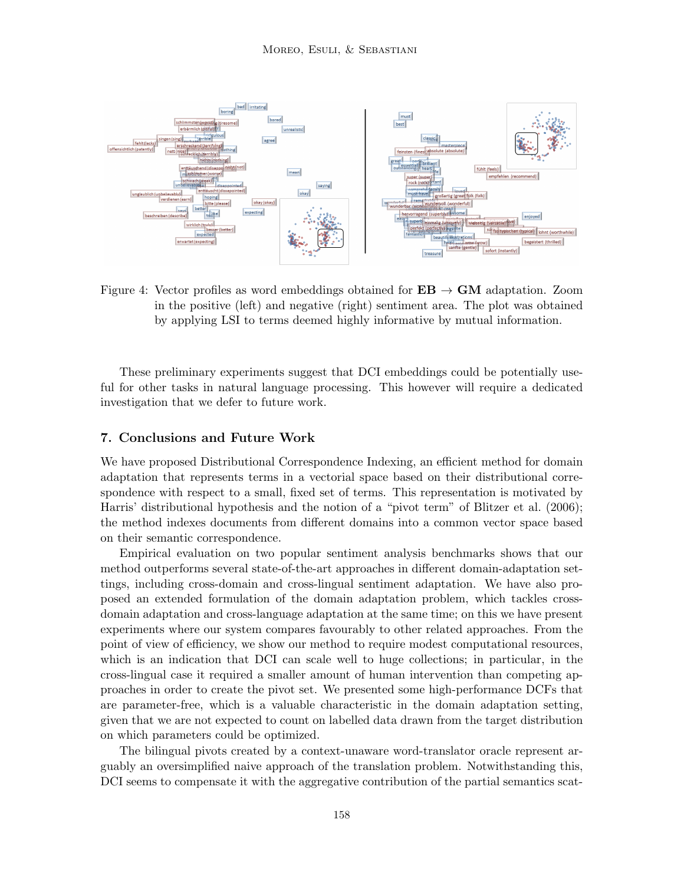Figure 4: Vector profiles as word embeddings obtained for **EB** → **GM** adaptation. Zoom in the positive (left) and negative (right) sentiment area. The plot was obtained by applying LSI to terms deemed highly informative by mutual information.

These preliminary experiments suggest that DCI embeddings could be potentially useful for other tasks in natural language processing. This however will require a dedicated investigation that we defer to future work.

## 7. Conclusions and Future Work

We have proposed Distributional Correspondence Indexing, an efficient method for domain adaptation that represents terms in a vectorial space based on their distributional correspondence with respect to a small, fixed set of terms. This representation is motivated by Harris' distributional hypothesis and the notion of a "pivot term" of Blitzer et al. (2006); the method indexes documents from different domains into a common vector space based on their semantic correspondence.

Empirical evaluation on two popular sentiment analysis benchmarks shows that our method outperforms several state-of-the-art approaches in different domain-adaptation settings, including cross-domain and cross-lingual sentiment adaptation. We have also proposed an extended formulation of the domain adaptation problem, which tackles cross-domain adaptation and cross-language adaptation at the same time; on this we have present experiments where our system compares favourably to other related approaches. From the point of view of efficiency, we show our method to require modest computational resources, which is an indication that DCI can scale well to huge collections; in particular, in the cross-lingual case it required a smaller amount of human intervention than competing approaches in order to create the pivot set. We presented some high-performance DCFs that are parameter-free, which is a valuable characteristic in the domain adaptation setting, given that we are not expected to count on labelled data drawn from the target distribution on which parameters could be optimized.

The bilingual pivots created by a context-unaware word-translator oracle represent arguably an oversimplified naive approach of the translation problem. Notwithstanding this, DCI seems to compensate it with the aggregative contribution of the partial semantics scat-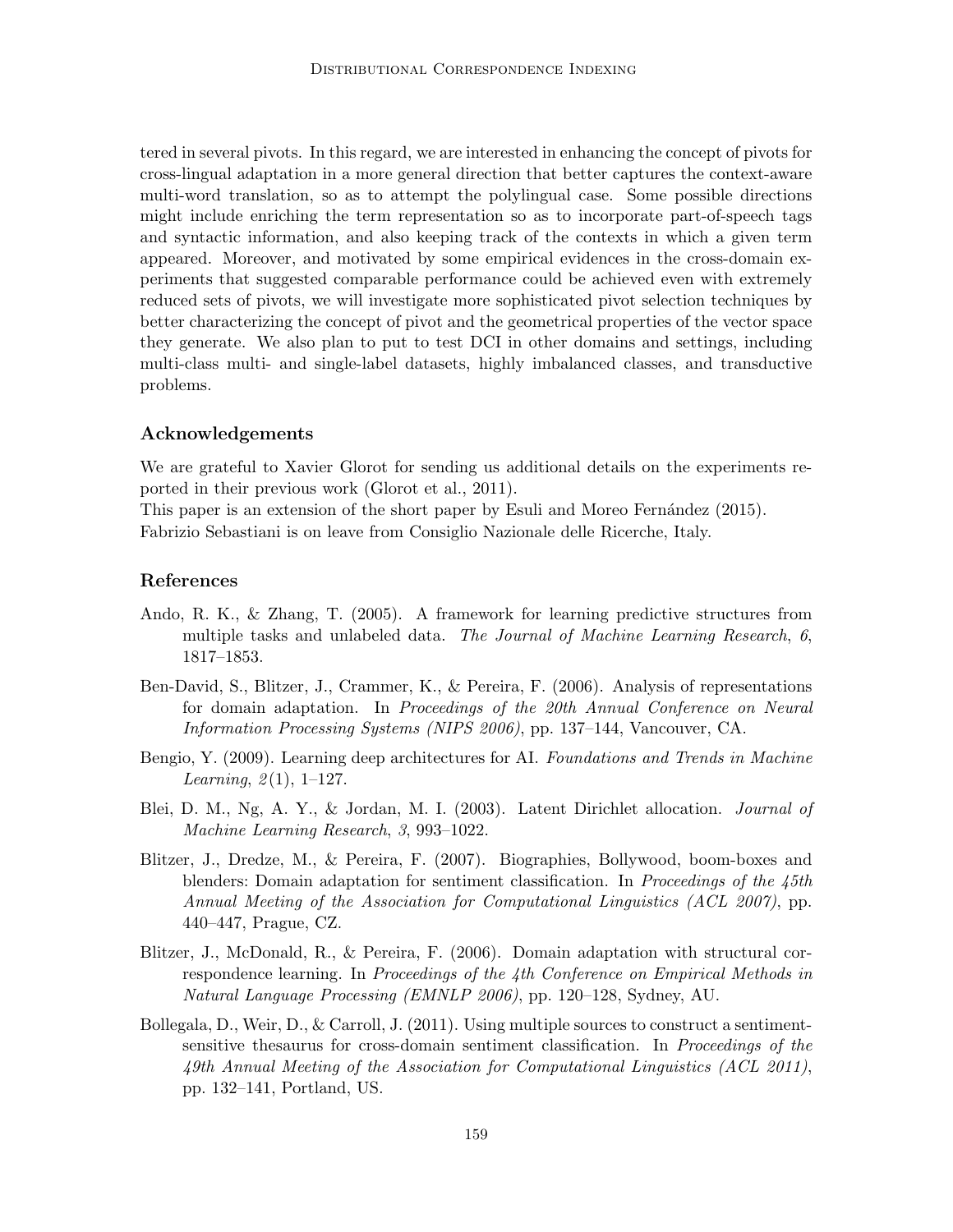tered in several pivots. In this regard, we are interested in enhancing the concept of pivots for cross-lingual adaptation in a more general direction that better captures the context-aware multi-word translation, so as to attempt the polylingual case. Some possible directions might include enriching the term representation so as to incorporate part-of-speech tags and syntactic information, and also keeping track of the contexts in which a given term appeared. Moreover, and motivated by some empirical evidences in the cross-domain experiments that suggested comparable performance could be achieved even with extremely reduced sets of pivots, we will investigate more sophisticated pivot selection techniques by better characterizing the concept of pivot and the geometrical properties of the vector space they generate. We also plan to put to test DCI in other domains and settings, including multi-class multi- and single-label datasets, highly imbalanced classes, and transductive problems.

## Acknowledgements

We are grateful to Xavier Glorot for sending us additional details on the experiments reported in their previous work (Glorot et al., 2011).
This paper is an extension of the short paper by Esuli and Moreo Fernández (2015).
Fabrizio Sebastiani is on leave from Consiglio Nazionale delle Ricerche, Italy.

## References

Ando, R. K., & Zhang, T. (2005). A framework for learning predictive structures from multiple tasks and unlabeled data. *The Journal of Machine Learning Research*, *6*, 1817–1853.

Ben-David, S., Blitzer, J., Crammer, K., & Pereira, F. (2006). Analysis of representations for domain adaptation. In *Proceedings of the 20th Annual Conference on Neural Information Processing Systems (NIPS 2006)*, pp. 137–144, Vancouver, CA.

Bengio, Y. (2009). Learning deep architectures for AI. *Foundations and Trends in Machine Learning*, *2*(1), 1–127.

Blei, D. M., Ng, A. Y., & Jordan, M. I. (2003). Latent Dirichlet allocation. *Journal of Machine Learning Research*, *3*, 993–1022.

Blitzer, J., Dredze, M., & Pereira, F. (2007). Biographies, Bollywood, boom-boxes and blenders: Domain adaptation for sentiment classification. In *Proceedings of the 45th Annual Meeting of the Association for Computational Linguistics (ACL 2007)*, pp. 440–447, Prague, CZ.

Blitzer, J., McDonald, R., & Pereira, F. (2006). Domain adaptation with structural correspondence learning. In *Proceedings of the 4th Conference on Empirical Methods in Natural Language Processing (EMNLP 2006)*, pp. 120–128, Sydney, AU.

Bollegala, D., Weir, D., & Carroll, J. (2011). Using multiple sources to construct a sentiment-sensitive thesaurus for cross-domain sentiment classification. In *Proceedings of the 49th Annual Meeting of the Association for Computational Linguistics (ACL 2011)*, pp. 132–141, Portland, US.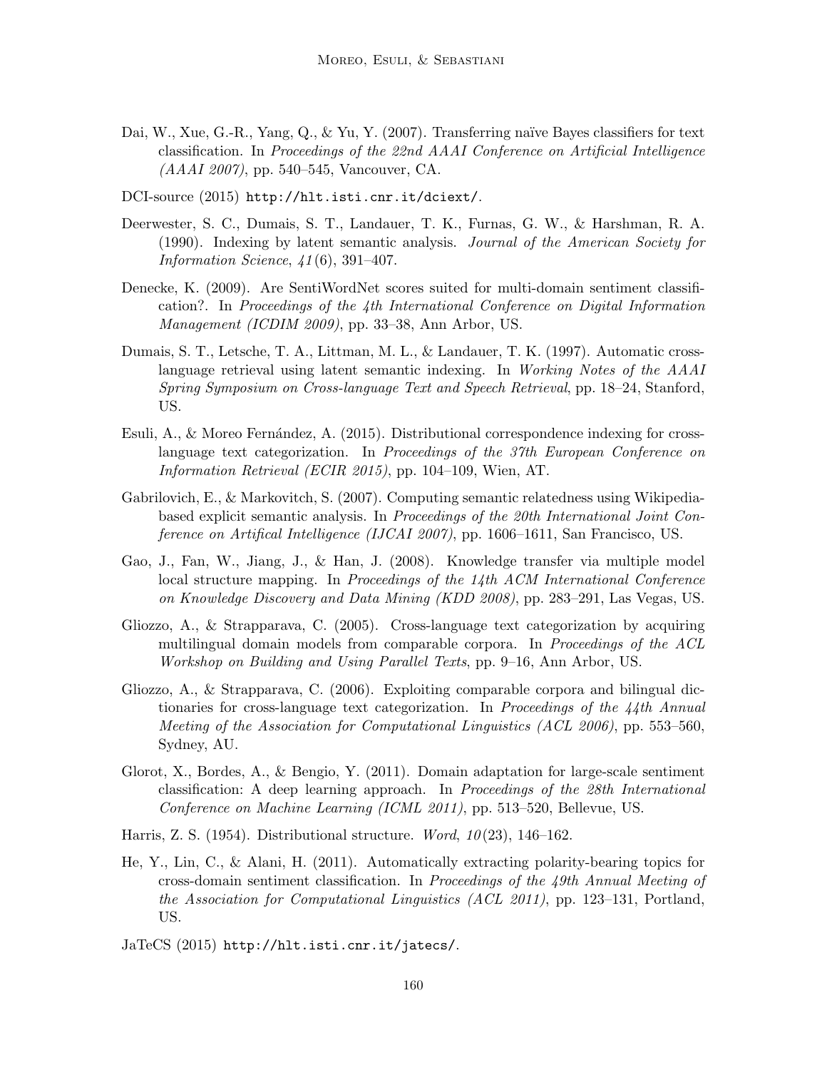Dai, W., Xue, G.-R., Yang, Q., & Yu, Y. (2007). Transferring naïve Bayes classifiers for text classification. In *Proceedings of the 22nd AAAI Conference on Artificial Intelligence (AAAI 2007)*, pp. 540–545, Vancouver, CA.

DCI-source (2015) `http://hlt.isti.cnr.it/dciext/`.

Deerwester, S. C., Dumais, S. T., Landauer, T. K., Furnas, G. W., & Harshman, R. A. (1990). Indexing by latent semantic analysis. *Journal of the American Society for Information Science*, *41*(6), 391–407.

Denecke, K. (2009). Are SentiWordNet scores suited for multi-domain sentiment classification?. In *Proceedings of the 4th International Conference on Digital Information Management (ICDIM 2009)*, pp. 33–38, Ann Arbor, US.

Dumais, S. T., Letsche, T. A., Littman, M. L., & Landauer, T. K. (1997). Automatic cross-language retrieval using latent semantic indexing. In *Working Notes of the AAAI Spring Symposium on Cross-language Text and Speech Retrieval*, pp. 18–24, Stanford, US.

Esuli, A., & Moreo Fernández, A. (2015). Distributional correspondence indexing for cross-language text categorization. In *Proceedings of the 37th European Conference on Information Retrieval (ECIR 2015)*, pp. 104–109, Wien, AT.

Gabrilovich, E., & Markovitch, S. (2007). Computing semantic relatedness using Wikipedia-based explicit semantic analysis. In *Proceedings of the 20th International Joint Conference on Artifical Intelligence (IJCAI 2007)*, pp. 1606–1611, San Francisco, US.

Gao, J., Fan, W., Jiang, J., & Han, J. (2008). Knowledge transfer via multiple model local structure mapping. In *Proceedings of the 14th ACM International Conference on Knowledge Discovery and Data Mining (KDD 2008)*, pp. 283–291, Las Vegas, US.

Gliozzo, A., & Strapparava, C. (2005). Cross-language text categorization by acquiring multilingual domain models from comparable corpora. In *Proceedings of the ACL Workshop on Building and Using Parallel Texts*, pp. 9–16, Ann Arbor, US.

Gliozzo, A., & Strapparava, C. (2006). Exploiting comparable corpora and bilingual dictionaries for cross-language text categorization. In *Proceedings of the 44th Annual Meeting of the Association for Computational Linguistics (ACL 2006)*, pp. 553–560, Sydney, AU.

Glorot, X., Bordes, A., & Bengio, Y. (2011). Domain adaptation for large-scale sentiment classification: A deep learning approach. In *Proceedings of the 28th International Conference on Machine Learning (ICML 2011)*, pp. 513–520, Bellevue, US.

Harris, Z. S. (1954). Distributional structure. *Word*, *10*(23), 146–162.

He, Y., Lin, C., & Alani, H. (2011). Automatically extracting polarity-bearing topics for cross-domain sentiment classification. In *Proceedings of the 49th Annual Meeting of the Association for Computational Linguistics (ACL 2011)*, pp. 123–131, Portland, US.

JaTeCS (2015) `http://hlt.isti.cnr.it/jatecs/`.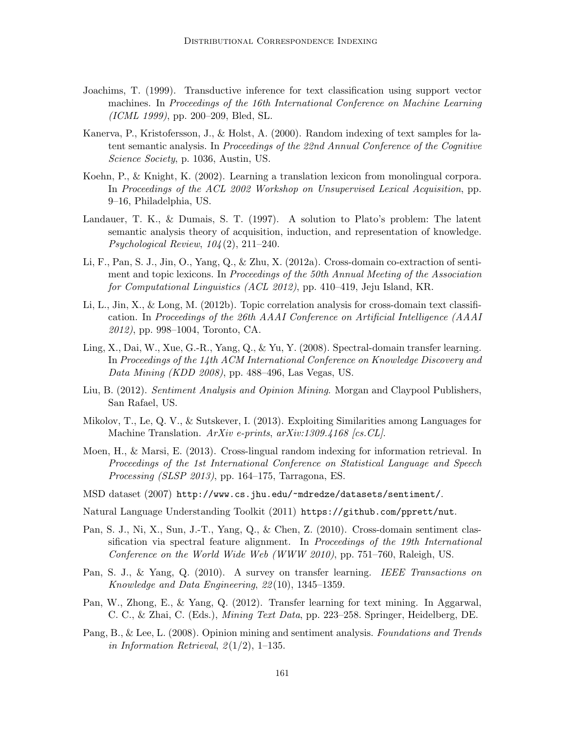Joachims, T. (1999). Transductive inference for text classification using support vector machines. In *Proceedings of the 16th International Conference on Machine Learning (ICML 1999)*, pp. 200–209, Bled, SL.

Kanerva, P., Kristofersson, J., & Holst, A. (2000). Random indexing of text samples for latent semantic analysis. In *Proceedings of the 22nd Annual Conference of the Cognitive Science Society*, p. 1036, Austin, US.

Koehn, P., & Knight, K. (2002). Learning a translation lexicon from monolingual corpora. In *Proceedings of the ACL 2002 Workshop on Unsupervised Lexical Acquisition*, pp. 9–16, Philadelphia, US.

Landauer, T. K., & Dumais, S. T. (1997). A solution to Plato's problem: The latent semantic analysis theory of acquisition, induction, and representation of knowledge. *Psychological Review*, *104*(2), 211–240.

Li, F., Pan, S. J., Jin, O., Yang, Q., & Zhu, X. (2012a). Cross-domain co-extraction of sentiment and topic lexicons. In *Proceedings of the 50th Annual Meeting of the Association for Computational Linguistics (ACL 2012)*, pp. 410–419, Jeju Island, KR.

Li, L., Jin, X., & Long, M. (2012b). Topic correlation analysis for cross-domain text classification. In *Proceedings of the 26th AAAI Conference on Artificial Intelligence (AAAI 2012)*, pp. 998–1004, Toronto, CA.

Ling, X., Dai, W., Xue, G.-R., Yang, Q., & Yu, Y. (2008). Spectral-domain transfer learning. In *Proceedings of the 14th ACM International Conference on Knowledge Discovery and Data Mining (KDD 2008)*, pp. 488–496, Las Vegas, US.

Liu, B. (2012). *Sentiment Analysis and Opinion Mining*. Morgan and Claypool Publishers, San Rafael, US.

Mikolov, T., Le, Q. V., & Sutskever, I. (2013). Exploiting Similarities among Languages for Machine Translation. *ArXiv e-prints*, *arXiv:1309.4168 [cs.CL]*.

Moen, H., & Marsi, E. (2013). Cross-lingual random indexing for information retrieval. In *Proceedings of the 1st International Conference on Statistical Language and Speech Processing (SLSP 2013)*, pp. 164–175, Tarragona, ES.

MSD dataset (2007) `http://www.cs.jhu.edu/~mdredze/datasets/sentiment/`.

Natural Language Understanding Toolkit (2011) `https://github.com/pprett/nut`.

Pan, S. J., Ni, X., Sun, J.-T., Yang, Q., & Chen, Z. (2010). Cross-domain sentiment classification via spectral feature alignment. In *Proceedings of the 19th International Conference on the World Wide Web (WWW 2010)*, pp. 751–760, Raleigh, US.

Pan, S. J., & Yang, Q. (2010). A survey on transfer learning. *IEEE Transactions on Knowledge and Data Engineering*, *22*(10), 1345–1359.

Pan, W., Zhong, E., & Yang, Q. (2012). Transfer learning for text mining. In Aggarwal, C. C., & Zhai, C. (Eds.), *Mining Text Data*, pp. 223–258. Springer, Heidelberg, DE.

Pang, B., & Lee, L. (2008). Opinion mining and sentiment analysis. *Foundations and Trends in Information Retrieval*, *2*(1/2), 1–135.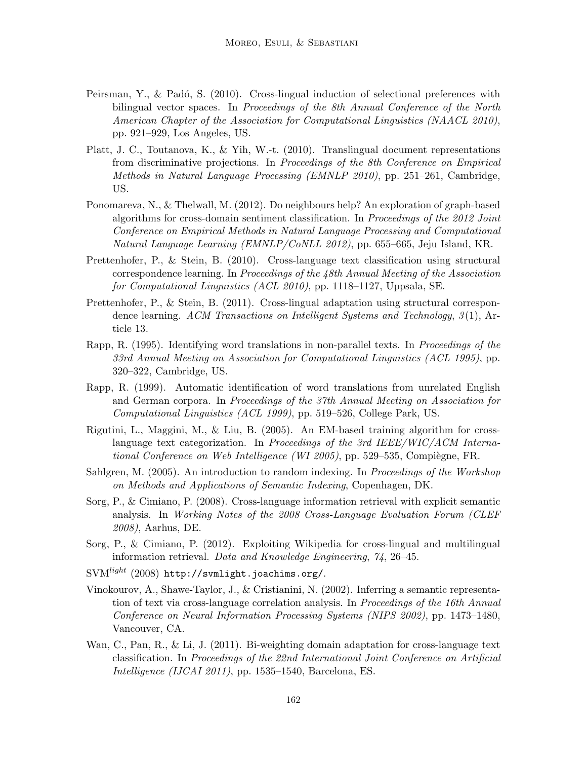Peirsman, Y., & Padó, S. (2010). Cross-lingual induction of selectional preferences with bilingual vector spaces. In *Proceedings of the 8th Annual Conference of the North American Chapter of the Association for Computational Linguistics (NAACL 2010)*, pp. 921–929, Los Angeles, US.

Platt, J. C., Toutanova, K., & Yih, W.-t. (2010). Translingual document representations from discriminative projections. In *Proceedings of the 8th Conference on Empirical Methods in Natural Language Processing (EMNLP 2010)*, pp. 251–261, Cambridge, US.

Ponomareva, N., & Thelwall, M. (2012). Do neighbours help? An exploration of graph-based algorithms for cross-domain sentiment classification. In *Proceedings of the 2012 Joint Conference on Empirical Methods in Natural Language Processing and Computational Natural Language Learning (EMNLP/CoNLL 2012)*, pp. 655–665, Jeju Island, KR.

Prettenhofer, P., & Stein, B. (2010). Cross-language text classification using structural correspondence learning. In *Proceedings of the 48th Annual Meeting of the Association for Computational Linguistics (ACL 2010)*, pp. 1118–1127, Uppsala, SE.

Prettenhofer, P., & Stein, B. (2011). Cross-lingual adaptation using structural correspondence learning. *ACM Transactions on Intelligent Systems and Technology*, *3*(1), Article 13.

Rapp, R. (1995). Identifying word translations in non-parallel texts. In *Proceedings of the 33rd Annual Meeting on Association for Computational Linguistics (ACL 1995)*, pp. 320–322, Cambridge, US.

Rapp, R. (1999). Automatic identification of word translations from unrelated English and German corpora. In *Proceedings of the 37th Annual Meeting on Association for Computational Linguistics (ACL 1999)*, pp. 519–526, College Park, US.

Rigutini, L., Maggini, M., & Liu, B. (2005). An EM-based training algorithm for cross-language text categorization. In *Proceedings of the 3rd IEEE/WIC/ACM International Conference on Web Intelligence (WI 2005)*, pp. 529–535, Compiègne, FR.

Sahlgren, M. (2005). An introduction to random indexing. In *Proceedings of the Workshop on Methods and Applications of Semantic Indexing*, Copenhagen, DK.

Sorg, P., & Cimiano, P. (2008). Cross-language information retrieval with explicit semantic analysis. In *Working Notes of the 2008 Cross-Language Evaluation Forum (CLEF 2008)*, Aarhus, DE.

Sorg, P., & Cimiano, P. (2012). Exploiting Wikipedia for cross-lingual and multilingual information retrieval. *Data and Knowledge Engineering*, *74*, 26–45.

SVM$^{light}$ (2008) `http://svmlight.joachims.org/`.

Vinokourov, A., Shawe-Taylor, J., & Cristianini, N. (2002). Inferring a semantic representation of text via cross-language correlation analysis. In *Proceedings of the 16th Annual Conference on Neural Information Processing Systems (NIPS 2002)*, pp. 1473–1480, Vancouver, CA.

Wan, C., Pan, R., & Li, J. (2011). Bi-weighting domain adaptation for cross-language text classification. In *Proceedings of the 22nd International Joint Conference on Artificial Intelligence (IJCAI 2011)*, pp. 1535–1540, Barcelona, ES.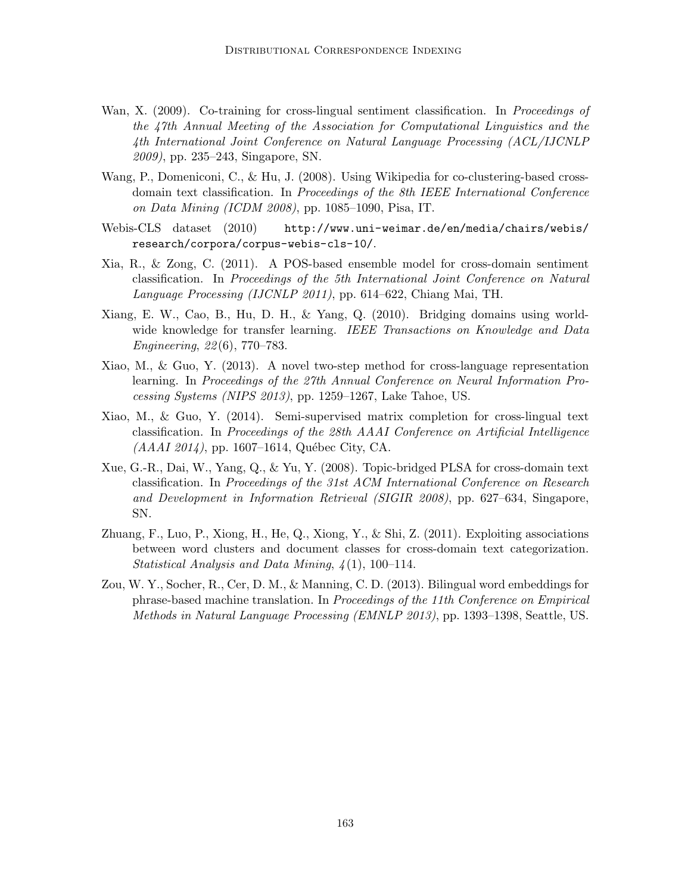Wan, X. (2009). Co-training for cross-lingual sentiment classification. In *Proceedings of the 47th Annual Meeting of the Association for Computational Linguistics and the 4th International Joint Conference on Natural Language Processing (ACL/IJCNLP 2009)*, pp. 235–243, Singapore, SN.

Wang, P., Domeniconi, C., & Hu, J. (2008). Using Wikipedia for co-clustering-based cross-domain text classification. In *Proceedings of the 8th IEEE International Conference on Data Mining (ICDM 2008)*, pp. 1085–1090, Pisa, IT.

Webis-CLS dataset (2010) `http://www.uni-weimar.de/en/media/chairs/webis/research/corpora/corpus-webis-cls-10/`.

Xia, R., & Zong, C. (2011). A POS-based ensemble model for cross-domain sentiment classification. In *Proceedings of the 5th International Joint Conference on Natural Language Processing (IJCNLP 2011)*, pp. 614–622, Chiang Mai, TH.

Xiang, E. W., Cao, B., Hu, D. H., & Yang, Q. (2010). Bridging domains using world-wide knowledge for transfer learning. *IEEE Transactions on Knowledge and Data Engineering*, *22*(6), 770–783.

Xiao, M., & Guo, Y. (2013). A novel two-step method for cross-language representation learning. In *Proceedings of the 27th Annual Conference on Neural Information Processing Systems (NIPS 2013)*, pp. 1259–1267, Lake Tahoe, US.

Xiao, M., & Guo, Y. (2014). Semi-supervised matrix completion for cross-lingual text classification. In *Proceedings of the 28th AAAI Conference on Artificial Intelligence (AAAI 2014)*, pp. 1607–1614, Québec City, CA.

Xue, G.-R., Dai, W., Yang, Q., & Yu, Y. (2008). Topic-bridged PLSA for cross-domain text classification. In *Proceedings of the 31st ACM International Conference on Research and Development in Information Retrieval (SIGIR 2008)*, pp. 627–634, Singapore, SN.

Zhuang, F., Luo, P., Xiong, H., He, Q., Xiong, Y., & Shi, Z. (2011). Exploiting associations between word clusters and document classes for cross-domain text categorization. *Statistical Analysis and Data Mining*, *4*(1), 100–114.

Zou, W. Y., Socher, R., Cer, D. M., & Manning, C. D. (2013). Bilingual word embeddings for phrase-based machine translation. In *Proceedings of the 11th Conference on Empirical Methods in Natural Language Processing (EMNLP 2013)*, pp. 1393–1398, Seattle, US.